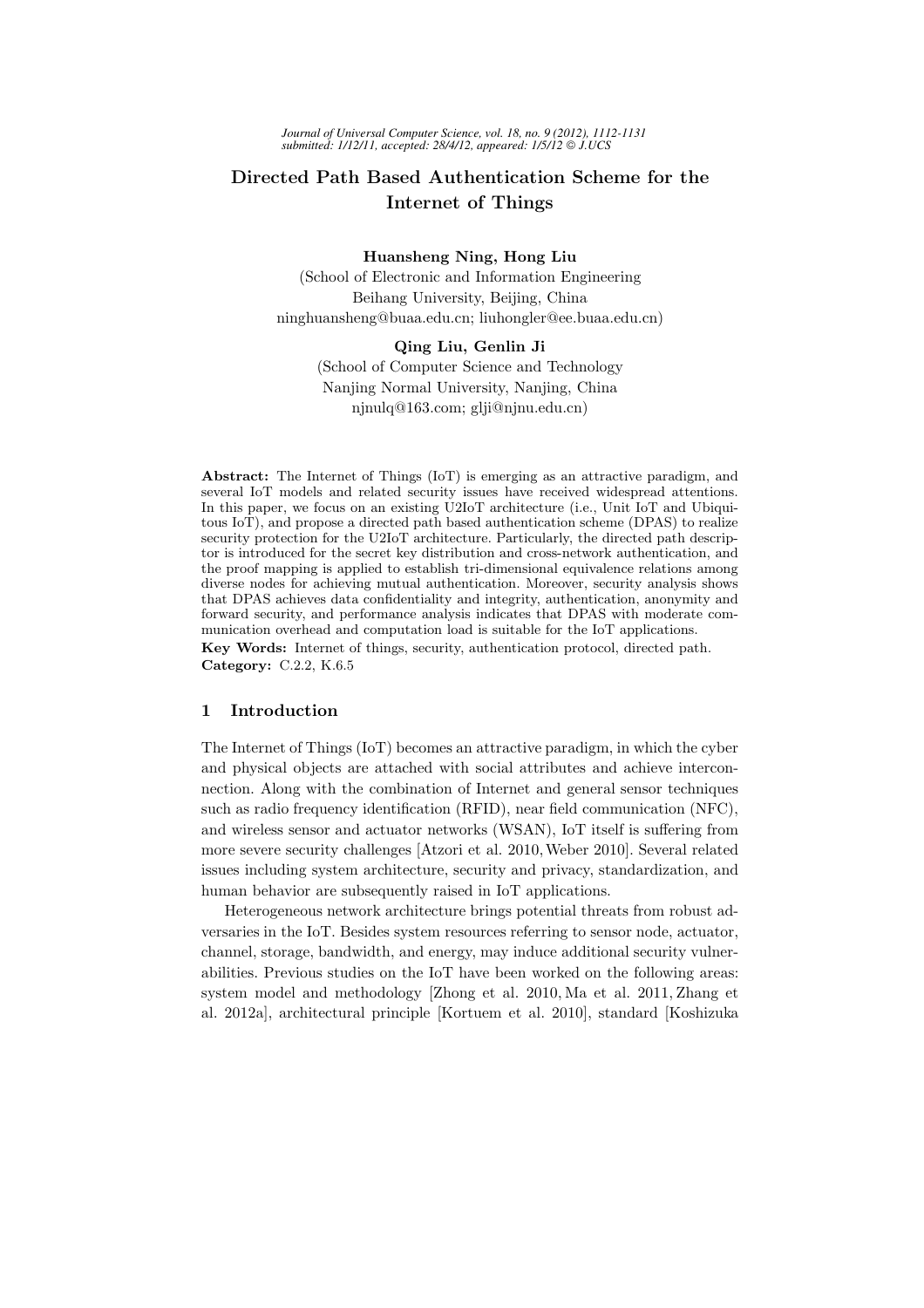# Directed Path Based Authentication Scheme for the Internet of Things

**Huansheng Ning, Hong Liu**
(School of Electronic and Information Engineering
Beihang University, Beijing, China
ninghuansheng@buaa.edu.cn; liuhongler@ee.buaa.edu.cn)

**Qing Liu, Genlin Ji**
(School of Computer Science and Technology
Nanjing Normal University, Nanjing, China
njnulq@163.com; glji@njnu.edu.cn)

**Abstract:** The Internet of Things (IoT) is emerging as an attractive paradigm, and several IoT models and related security issues have received widespread attentions. In this paper, we focus on an existing U2IoT architecture (i.e., Unit IoT and Ubiquitous IoT), and propose a directed path based authentication scheme (DPAS) to realize security protection for the U2IoT architecture. Particularly, the directed path descriptor is introduced for the secret key distribution and cross-network authentication, and the proof mapping is applied to establish tri-dimensional equivalence relations among diverse nodes for achieving mutual authentication. Moreover, security analysis shows that DPAS achieves data confidentiality and integrity, authentication, anonymity and forward security, and performance analysis indicates that DPAS with moderate communication overhead and computation load is suitable for the IoT applications.

**Key Words:** Internet of things, security, authentication protocol, directed path.
**Category:** C.2.2, K.6.5

## 1 Introduction

The Internet of Things (IoT) becomes an attractive paradigm, in which the cyber and physical objects are attached with social attributes and achieve interconnection. Along with the combination of Internet and general sensor techniques such as radio frequency identification (RFID), near field communication (NFC), and wireless sensor and actuator networks (WSAN), IoT itself is suffering from more severe security challenges [Atzori et al. 2010, Weber 2010]. Several related issues including system architecture, security and privacy, standardization, and human behavior are subsequently raised in IoT applications.

Heterogeneous network architecture brings potential threats from robust adversaries in the IoT. Besides system resources referring to sensor node, actuator, channel, storage, bandwidth, and energy, may induce additional security vulnerabilities. Previous studies on the IoT have been worked on the following areas: system model and methodology [Zhong et al. 2010, Ma et al. 2011, Zhang et al. 2012a], architectural principle [Kortuem et al. 2010], standard [Koshizuka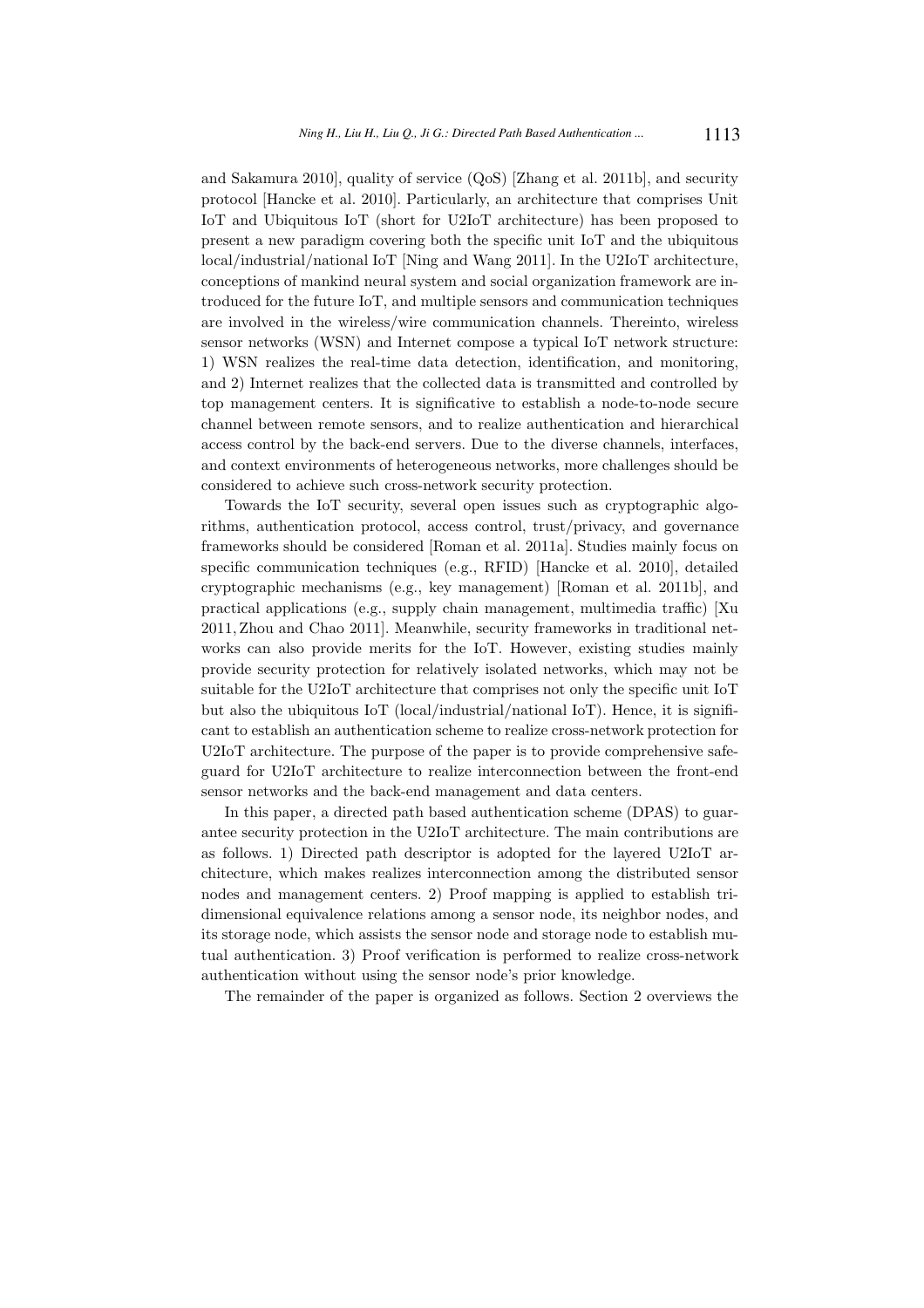and Sakamura 2010], quality of service (QoS) [Zhang et al. 2011b], and security protocol [Hancke et al. 2010]. Particularly, an architecture that comprises Unit IoT and Ubiquitous IoT (short for U2IoT architecture) has been proposed to present a new paradigm covering both the specific unit IoT and the ubiquitous local/industrial/national IoT [Ning and Wang 2011]. In the U2IoT architecture, conceptions of mankind neural system and social organization framework are introduced for the future IoT, and multiple sensors and communication techniques are involved in the wireless/wire communication channels. Thereinto, wireless sensor networks (WSN) and Internet compose a typical IoT network structure: 1) WSN realizes the real-time data detection, identification, and monitoring, and 2) Internet realizes that the collected data is transmitted and controlled by top management centers. It is significative to establish a node-to-node secure channel between remote sensors, and to realize authentication and hierarchical access control by the back-end servers. Due to the diverse channels, interfaces, and context environments of heterogeneous networks, more challenges should be considered to achieve such cross-network security protection.

Towards the IoT security, several open issues such as cryptographic algorithms, authentication protocol, access control, trust/privacy, and governance frameworks should be considered [Roman et al. 2011a]. Studies mainly focus on specific communication techniques (e.g., RFID) [Hancke et al. 2010], detailed cryptographic mechanisms (e.g., key management) [Roman et al. 2011b], and practical applications (e.g., supply chain management, multimedia traffic) [Xu 2011, Zhou and Chao 2011]. Meanwhile, security frameworks in traditional networks can also provide merits for the IoT. However, existing studies mainly provide security protection for relatively isolated networks, which may not be suitable for the U2IoT architecture that comprises not only the specific unit IoT but also the ubiquitous IoT (local/industrial/national IoT). Hence, it is significant to establish an authentication scheme to realize cross-network protection for U2IoT architecture. The purpose of the paper is to provide comprehensive safeguard for U2IoT architecture to realize interconnection between the front-end sensor networks and the back-end management and data centers.

In this paper, a directed path based authentication scheme (DPAS) to guarantee security protection in the U2IoT architecture. The main contributions are as follows. 1) Directed path descriptor is adopted for the layered U2IoT architecture, which makes realizes interconnection among the distributed sensor nodes and management centers. 2) Proof mapping is applied to establish tridimensional equivalence relations among a sensor node, its neighbor nodes, and its storage node, which assists the sensor node and storage node to establish mutual authentication. 3) Proof verification is performed to realize cross-network authentication without using the sensor node's prior knowledge.

The remainder of the paper is organized as follows. Section 2 overviews the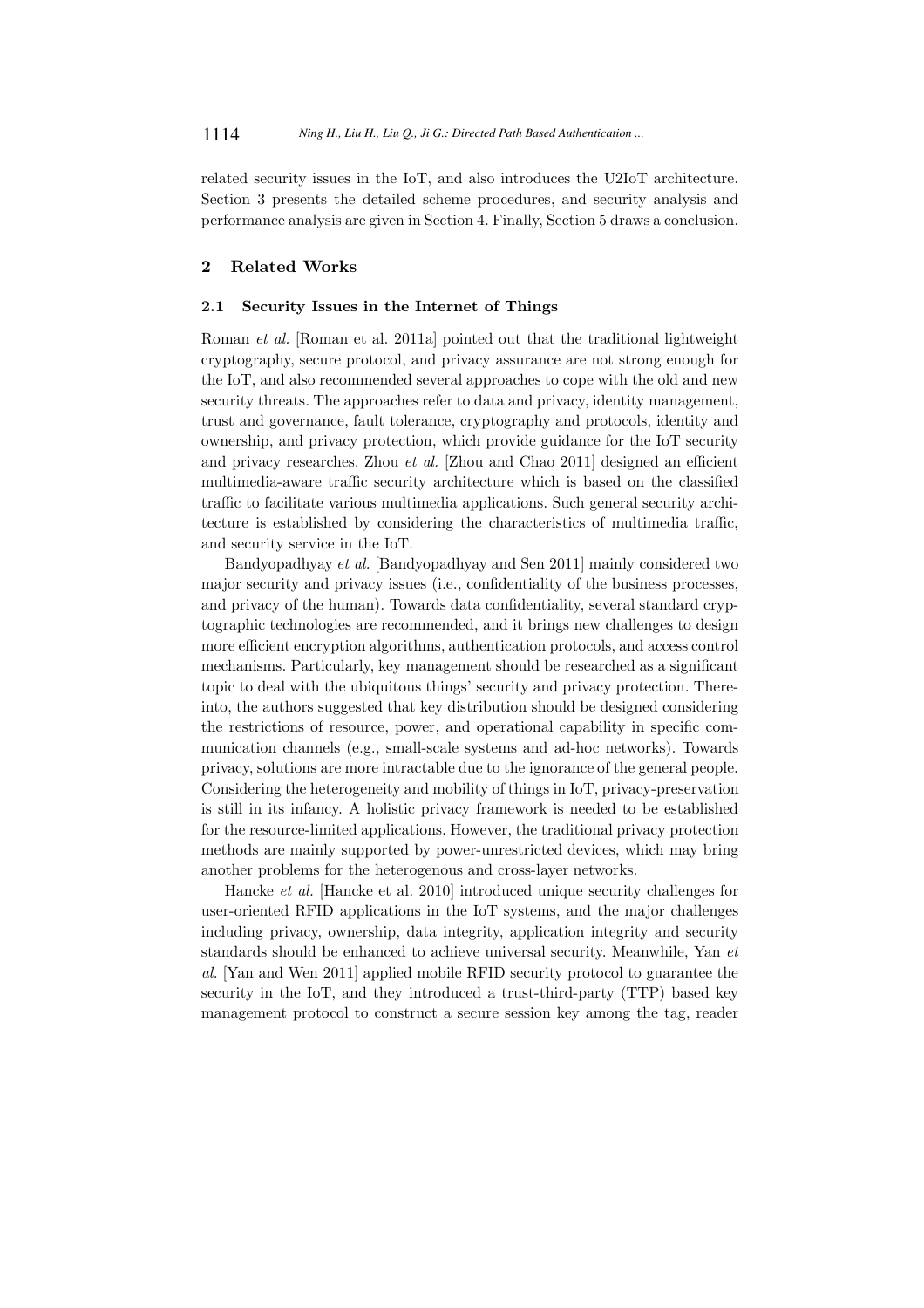related security issues in the IoT, and also introduces the U2IoT architecture. Section 3 presents the detailed scheme procedures, and security analysis and performance analysis are given in Section 4. Finally, Section 5 draws a conclusion.

## 2 Related Works

### 2.1 Security Issues in the Internet of Things

Roman *et al.* [Roman et al. 2011a] pointed out that the traditional lightweight cryptography, secure protocol, and privacy assurance are not strong enough for the IoT, and also recommended several approaches to cope with the old and new security threats. The approaches refer to data and privacy, identity management, trust and governance, fault tolerance, cryptography and protocols, identity and ownership, and privacy protection, which provide guidance for the IoT security and privacy researches. Zhou *et al.* [Zhou and Chao 2011] designed an efficient multimedia-aware traffic security architecture which is based on the classified traffic to facilitate various multimedia applications. Such general security architecture is established by considering the characteristics of multimedia traffic, and security service in the IoT.

Bandyopadhyay *et al.* [Bandyopadhyay and Sen 2011] mainly considered two major security and privacy issues (i.e., confidentiality of the business processes, and privacy of the human). Towards data confidentiality, several standard cryptographic technologies are recommended, and it brings new challenges to design more efficient encryption algorithms, authentication protocols, and access control mechanisms. Particularly, key management should be researched as a significant topic to deal with the ubiquitous things' security and privacy protection. Thereinto, the authors suggested that key distribution should be designed considering the restrictions of resource, power, and operational capability in specific communication channels (e.g., small-scale systems and ad-hoc networks). Towards privacy, solutions are more intractable due to the ignorance of the general people. Considering the heterogeneity and mobility of things in IoT, privacy-preservation is still in its infancy. A holistic privacy framework is needed to be established for the resource-limited applications. However, the traditional privacy protection methods are mainly supported by power-unrestricted devices, which may bring another problems for the heterogenous and cross-layer networks.

Hancke *et al.* [Hancke et al. 2010] introduced unique security challenges for user-oriented RFID applications in the IoT systems, and the major challenges including privacy, ownership, data integrity, application integrity and security standards should be enhanced to achieve universal security. Meanwhile, Yan *et al.* [Yan and Wen 2011] applied mobile RFID security protocol to guarantee the security in the IoT, and they introduced a trust-third-party (TTP) based key management protocol to construct a secure session key among the tag, reader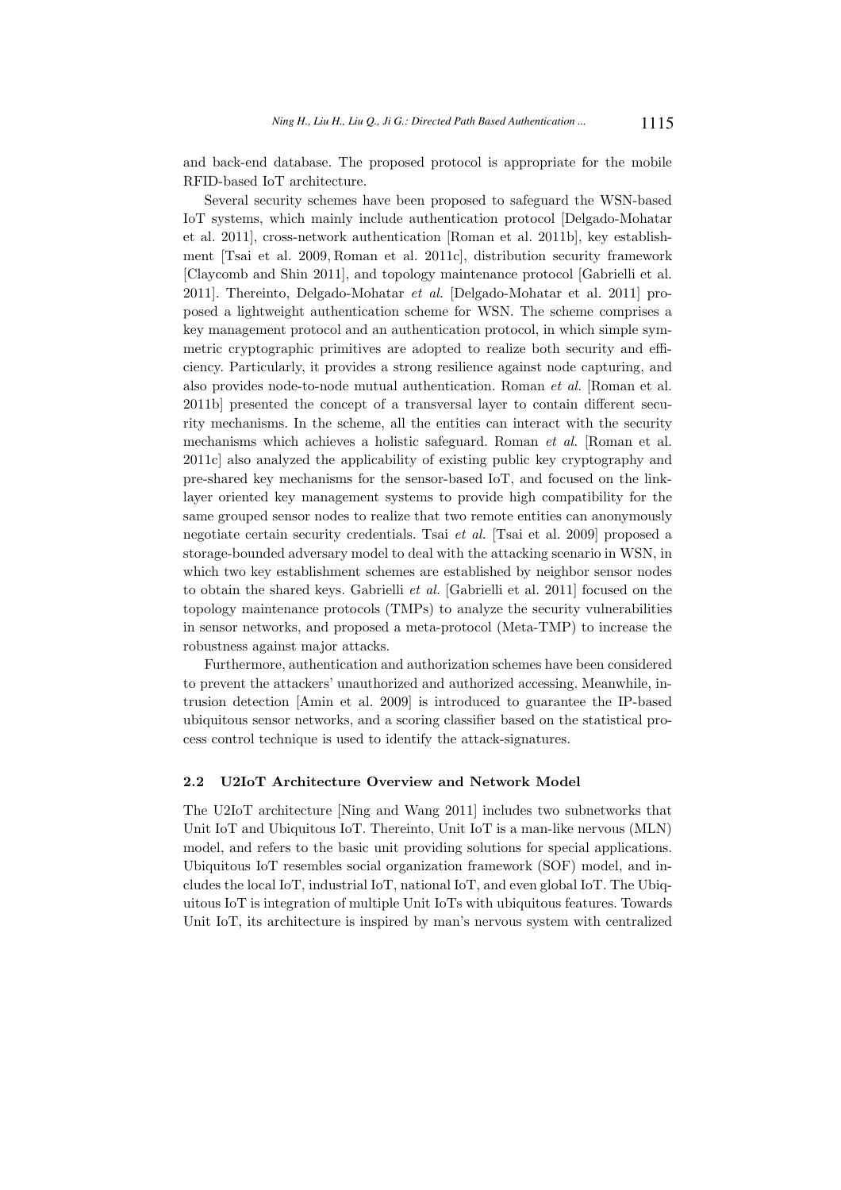and back-end database. The proposed protocol is appropriate for the mobile RFID-based IoT architecture.

Several security schemes have been proposed to safeguard the WSN-based IoT systems, which mainly include authentication protocol [Delgado-Mohatar et al. 2011], cross-network authentication [Roman et al. 2011b], key establishment [Tsai et al. 2009, Roman et al. 2011c], distribution security framework [Claycomb and Shin 2011], and topology maintenance protocol [Gabrielli et al. 2011]. Thereinto, Delgado-Mohatar *et al.* [Delgado-Mohatar et al. 2011] proposed a lightweight authentication scheme for WSN. The scheme comprises a key management protocol and an authentication protocol, in which simple symmetric cryptographic primitives are adopted to realize both security and efficiency. Particularly, it provides a strong resilience against node capturing, and also provides node-to-node mutual authentication. Roman *et al.* [Roman et al. 2011b] presented the concept of a transversal layer to contain different security mechanisms. In the scheme, all the entities can interact with the security mechanisms which achieves a holistic safeguard. Roman *et al.* [Roman et al. 2011c] also analyzed the applicability of existing public key cryptography and pre-shared key mechanisms for the sensor-based IoT, and focused on the link-layer oriented key management systems to provide high compatibility for the same grouped sensor nodes to realize that two remote entities can anonymously negotiate certain security credentials. Tsai *et al.* [Tsai et al. 2009] proposed a storage-bounded adversary model to deal with the attacking scenario in WSN, in which two key establishment schemes are established by neighbor sensor nodes to obtain the shared keys. Gabrielli *et al.* [Gabrielli et al. 2011] focused on the topology maintenance protocols (TMPs) to analyze the security vulnerabilities in sensor networks, and proposed a meta-protocol (Meta-TMP) to increase the robustness against major attacks.

Furthermore, authentication and authorization schemes have been considered to prevent the attackers' unauthorized and authorized accessing. Meanwhile, intrusion detection [Amin et al. 2009] is introduced to guarantee the IP-based ubiquitous sensor networks, and a scoring classifier based on the statistical process control technique is used to identify the attack-signatures.

### 2.2 U2IoT Architecture Overview and Network Model

The U2IoT architecture [Ning and Wang 2011] includes two subnetworks that Unit IoT and Ubiquitous IoT. Thereinto, Unit IoT is a man-like nervous (MLN) model, and refers to the basic unit providing solutions for special applications. Ubiquitous IoT resembles social organization framework (SOF) model, and includes the local IoT, industrial IoT, national IoT, and even global IoT. The Ubiquitous IoT is integration of multiple Unit IoTs with ubiquitous features. Towards Unit IoT, its architecture is inspired by man's nervous system with centralized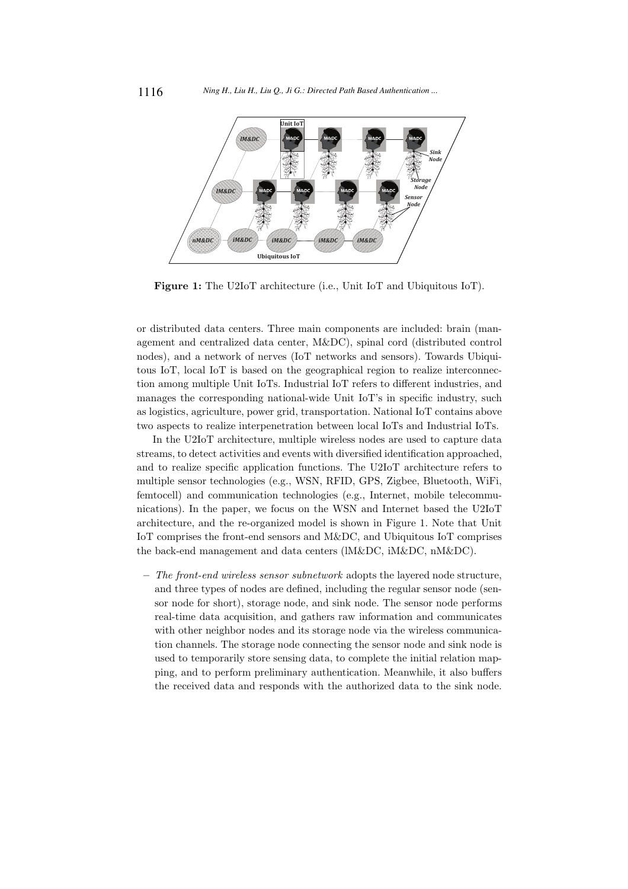**Figure 1:** The U2IoT architecture (i.e., Unit IoT and Ubiquitous IoT).

or distributed data centers. Three main components are included: brain (management and centralized data center, M&DC), spinal cord (distributed control nodes), and a network of nerves (IoT networks and sensors). Towards Ubiquitous IoT, local IoT is based on the geographical region to realize interconnection among multiple Unit IoTs. Industrial IoT refers to different industries, and manages the corresponding national-wide Unit IoT's in specific industry, such as logistics, agriculture, power grid, transportation. National IoT contains above two aspects to realize interpenetration between local IoTs and Industrial IoTs.

In the U2IoT architecture, multiple wireless nodes are used to capture data streams, to detect activities and events with diversified identification approached, and to realize specific application functions. The U2IoT architecture refers to multiple sensor technologies (e.g., WSN, RFID, GPS, Zigbee, Bluetooth, WiFi, femtocell) and communication technologies (e.g., Internet, mobile telecommunications). In the paper, we focus on the WSN and Internet based the U2IoT architecture, and the re-organized model is shown in Figure 1. Note that Unit IoT comprises the front-end sensors and M&DC, and Ubiquitous IoT comprises the back-end management and data centers (lM&DC, iM&DC, nM&DC).

- *The front-end wireless sensor subnetwork* adopts the layered node structure, and three types of nodes are defined, including the regular sensor node (sensor node for short), storage node, and sink node. The sensor node performs real-time data acquisition, and gathers raw information and communicates with other neighbor nodes and its storage node via the wireless communication channels. The storage node connecting the sensor node and sink node is used to temporarily store sensing data, to complete the initial relation mapping, and to perform preliminary authentication. Meanwhile, it also buffers the received data and responds with the authorized data to the sink node.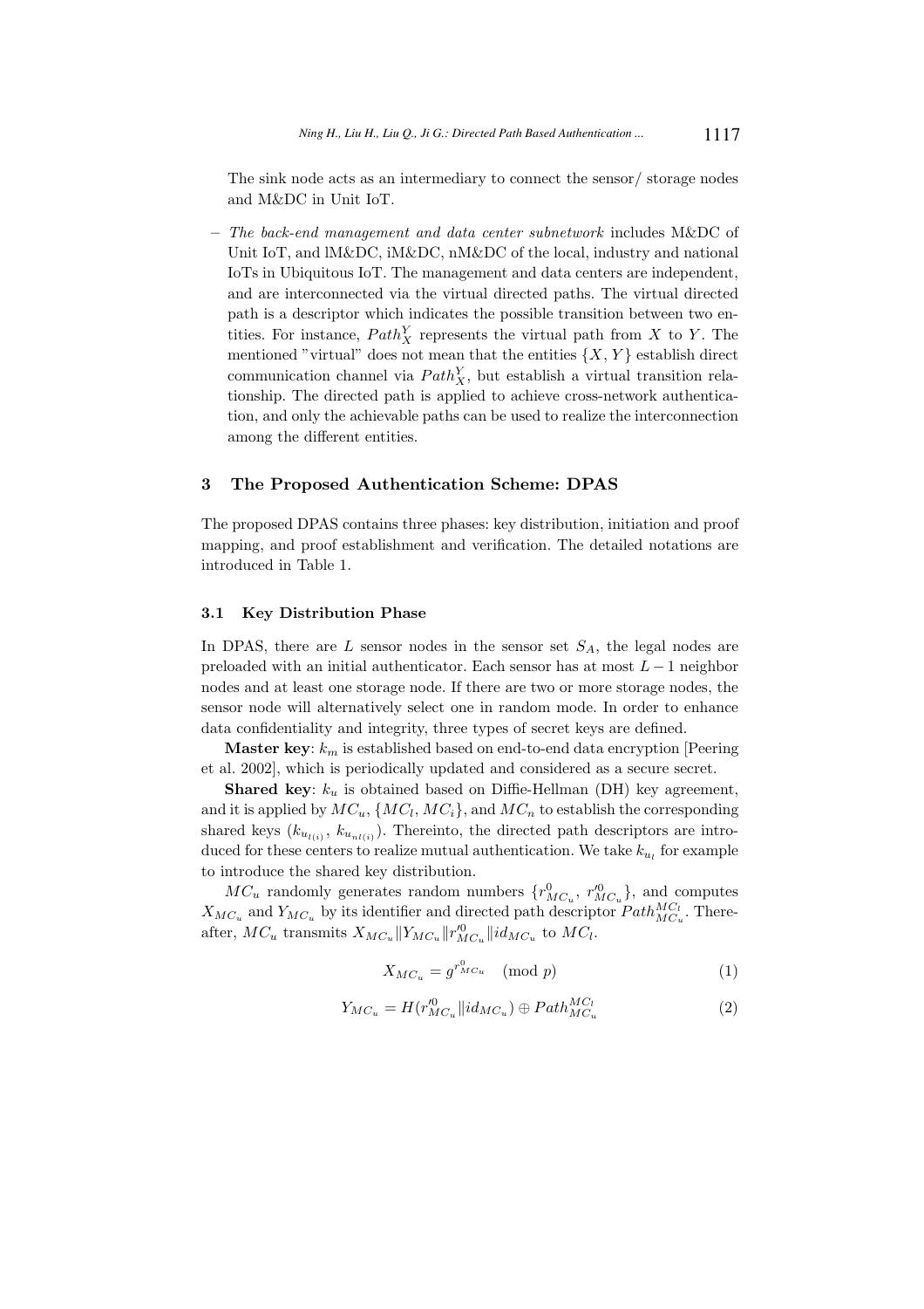The sink node acts as an intermediary to connect the sensor/ storage nodes and M&DC in Unit IoT.

- *The back-end management and data center subnetwork* includes M&DC of Unit IoT, and lM&DC, iM&DC, nM&DC of the local, industry and national IoTs in Ubiquitous IoT. The management and data centers are independent, and are interconnected via the virtual directed paths. The virtual directed path is a descriptor which indicates the possible transition between two entities. For instance, $Path_X^Y$ represents the virtual path from $X$ to $Y$. The mentioned "virtual" does not mean that the entities $\{X, Y\}$ establish direct communication channel via $Path_X^Y$, but establish a virtual transition relationship. The directed path is applied to achieve cross-network authentication, and only the achievable paths can be used to realize the interconnection among the different entities.

## 3 The Proposed Authentication Scheme: DPAS

The proposed DPAS contains three phases: key distribution, initiation and proof mapping, and proof establishment and verification. The detailed notations are introduced in Table 1.

### 3.1 Key Distribution Phase

In DPAS, there are $L$ sensor nodes in the sensor set $S_A$, the legal nodes are preloaded with an initial authenticator. Each sensor has at most $L-1$ neighbor nodes and at least one storage node. If there are two or more storage nodes, the sensor node will alternatively select one in random mode. In order to enhance data confidentiality and integrity, three types of secret keys are defined.

**Master key**: $k_m$ is established based on end-to-end data encryption [Peering et al. 2002], which is periodically updated and considered as a secure secret.

**Shared key**: $k_u$ is obtained based on Diffie-Hellman (DH) key agreement, and it is applied by $MC_u$, $\{MC_l, MC_i\}$, and $MC_n$ to establish the corresponding shared keys ($k_{u_{l(i)}}$, $k_{u_{nl(i)}}$). Thereinto, the directed path descriptors are introduced for these centers to realize mutual authentication. We take $k_{u_l}$ for example to introduce the shared key distribution.

$MC_u$ randomly generates random numbers $\{r^0_{MC_u}, r'^0_{MC_u}\}$, and computes $X_{MC_u}$ and $Y_{MC_u}$ by its identifier and directed path descriptor $Path_{MC_u}^{MC_l}$. Thereafter, $MC_u$ transmits $X_{MC_u} \| Y_{MC_u} \| r'^0_{MC_u} \| id_{MC_u}$ to $MC_l$.

$$X_{MC_u} = g^{r^0_{MC_u}} \pmod{p} \tag{1}$$

$$Y_{MC_u} = H(r'^0_{MC_u} \| id_{MC_u}) \oplus Path_{MC_u}^{MC_l} \tag{2}$$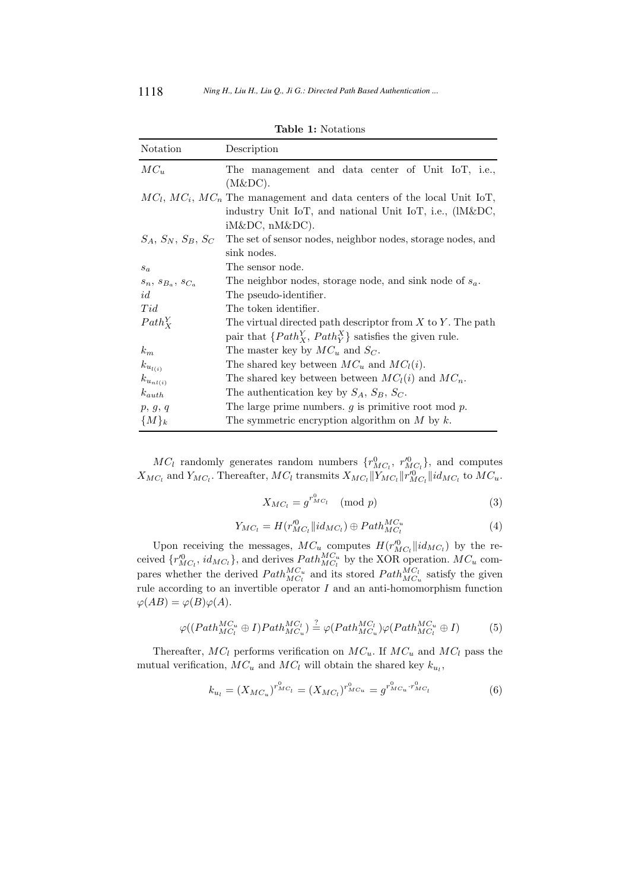**Table 1:** Notations

| Notation | Description |
|---|---|
| $MC_u$ | The management and data center of Unit IoT, i.e., (M&DC). |
| $MC_l$, $MC_i$, $MC_n$ | The management and data centers of the local Unit IoT, industry Unit IoT, and national Unit IoT, i.e., (lM&DC, iM&DC, nM&DC). |
| $S_A$, $S_N$, $S_B$, $S_C$ | The set of sensor nodes, neighbor nodes, storage nodes, and sink nodes. |
| $s_a$ | The sensor node. |
| $s_n$, $s_{B_a}$, $s_{C_a}$ | The neighbor nodes, storage node, and sink node of $s_a$. |
| $id$ | The pseudo-identifier. |
| $Tid$ | The token identifier. |
| $Path_X^Y$ | The virtual directed path descriptor from $X$ to $Y$. The path pair that $\{Path_X^Y,\ Path_Y^X\}$ satisfies the given rule. |
| $k_m$ | The master key by $MC_u$ and $S_C$. |
| $k_{u_{l(i)}}$ | The shared key between $MC_u$ and $MC_l(i)$. |
| $k_{u_{nl(i)}}$ | The shared key between between $MC_l(i)$ and $MC_n$. |
| $k_{auth}$ | The authentication key by $S_A$, $S_B$, $S_C$. |
| $p$, $g$, $q$ | The large prime numbers. $g$ is primitive root mod $p$. |
| $\{M\}_k$ | The symmetric encryption algorithm on $M$ by $k$. |

$MC_l$ randomly generates random numbers $\{r^0_{MC_l},\ r'^0_{MC_l}\}$, and computes $X_{MC_l}$ and $Y_{MC_l}$. Thereafter, $MC_l$ transmits $X_{MC_l} \| Y_{MC_l} \| r'^0_{MC_l} \| id_{MC_l}$ to $MC_u$.

$$X_{MC_l} = g^{r^0_{MC_l}} \pmod p \tag{3}$$

$$Y_{MC_l} = H(r'^0_{MC_l} \| id_{MC_l}) \oplus Path_{MC_l}^{MC_u} \tag{4}$$

Upon receiving the messages, $MC_u$ computes $H(r'^0_{MC_l} \| id_{MC_l})$ by the received $\{r'^0_{MC_l},\ id_{MC_l}\}$, and derives $Path_{MC_l}^{MC_u}$ by the XOR operation. $MC_u$ compares whether the derived $Path_{MC_l}^{MC_u}$ and its stored $Path_{MC_u}^{MC_l}$ satisfy the given rule according to an invertible operator $I$ and an anti-homomorphism function $\varphi(AB) = \varphi(B)\varphi(A)$.

$$\varphi((Path_{MC_l}^{MC_u} \oplus I)Path_{MC_u}^{MC_l}) \stackrel{?}{=} \varphi(Path_{MC_u}^{MC_l})\varphi(Path_{MC_l}^{MC_u} \oplus I) \tag{5}$$

Thereafter, $MC_l$ performs verification on $MC_u$. If $MC_u$ and $MC_l$ pass the mutual verification, $MC_u$ and $MC_l$ will obtain the shared key $k_{u_l}$,

$$k_{u_l} = (X_{MC_u})^{r^0_{MC_l}} = (X_{MC_l})^{r^0_{MC_u}} = g^{r^0_{MC_u} \cdot r^0_{MC_l}} \tag{6}$$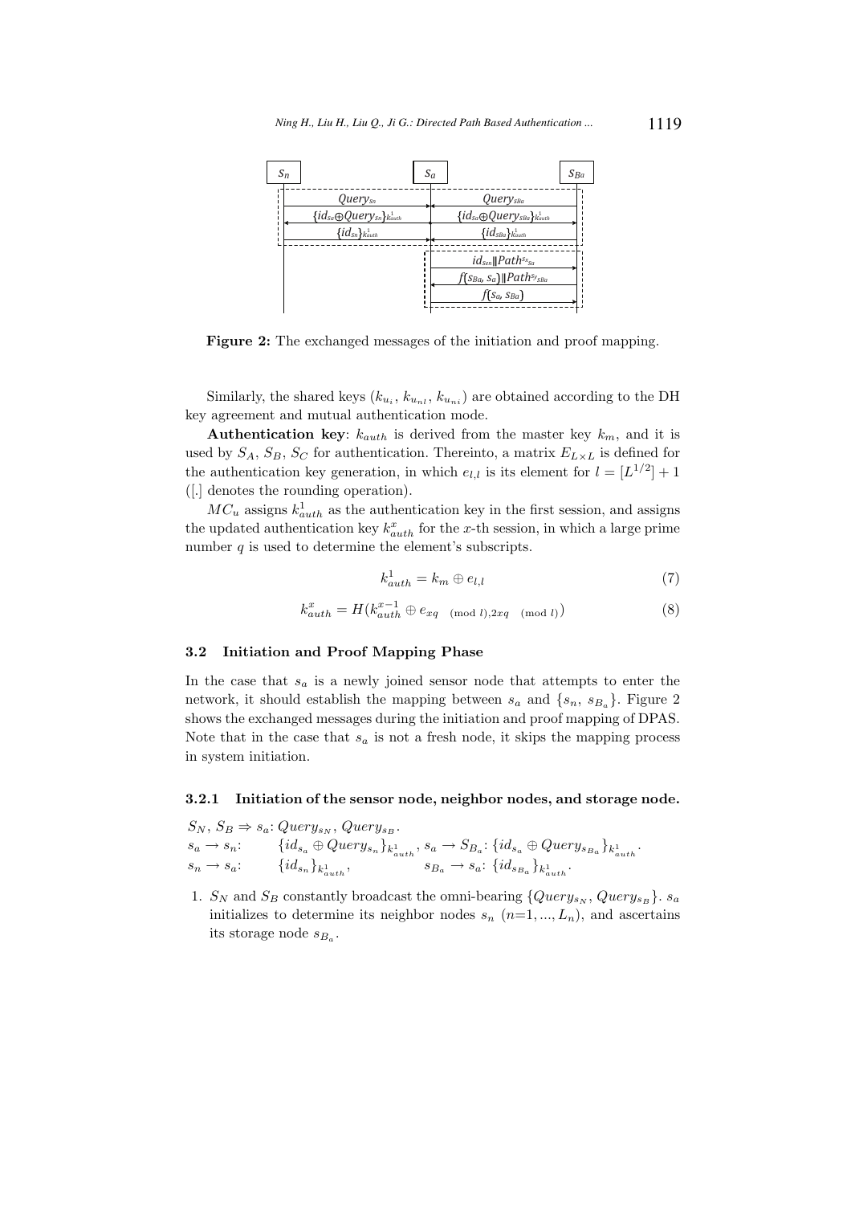**Figure 2:** The exchanged messages of the initiation and proof mapping.

Similarly, the shared keys ($k_{u_i}$, $k_{u_{nl}}$, $k_{u_{ni}}$) are obtained according to the DH key agreement and mutual authentication mode.

**Authentication key**: $k_{auth}$ is derived from the master key $k_m$, and it is used by $S_A$, $S_B$, $S_C$ for authentication. Thereinto, a matrix $E_{L\times L}$ is defined for the authentication key generation, in which $e_{l,l}$ is its element for $l = [L^{1/2}] + 1$ ([.] denotes the rounding operation).

$MC_u$ assigns $k^1_{auth}$ as the authentication key in the first session, and assigns the updated authentication key $k^x_{auth}$ for the $x$-th session, in which a large prime number $q$ is used to determine the element's subscripts.

$$k^1_{auth} = k_m \oplus e_{l,l} \tag{7}$$

$$k^x_{auth} = H(k^{x-1}_{auth} \oplus e_{xq \pmod l, 2xq \pmod l}) \tag{8}$$

### 3.2 Initiation and Proof Mapping Phase

In the case that $s_a$ is a newly joined sensor node that attempts to enter the network, it should establish the mapping between $s_a$ and $\{s_n, s_{B_a}\}$. Figure 2 shows the exchanged messages during the initiation and proof mapping of DPAS. Note that in the case that $s_a$ is not a fresh node, it skips the mapping process in system initiation.

#### 3.2.1 Initiation of the sensor node, neighbor nodes, and storage node.

$S_N$, $S_B \Rightarrow s_a$: $Query_{s_N}$, $Query_{s_B}$.

$s_a \rightarrow s_n$: $\{id_{s_a} \oplus Query_{s_n}\}_{k^1_{auth}}$, $s_a \rightarrow S_{B_a}$: $\{id_{s_a} \oplus Query_{s_{B_a}}\}_{k^1_{auth}}$.

$s_n \rightarrow s_a$: $\{id_{s_n}\}_{k^1_{auth}}$, $s_{B_a} \rightarrow s_a$: $\{id_{s_{B_a}}\}_{k^1_{auth}}$.

1. $S_N$ and $S_B$ constantly broadcast the omni-bearing $\{Query_{s_N}, Query_{s_B}\}$. $s_a$ initializes to determine its neighbor nodes $s_n$ ($n$=1, ..., $L_n$), and ascertains its storage node $s_{B_a}$.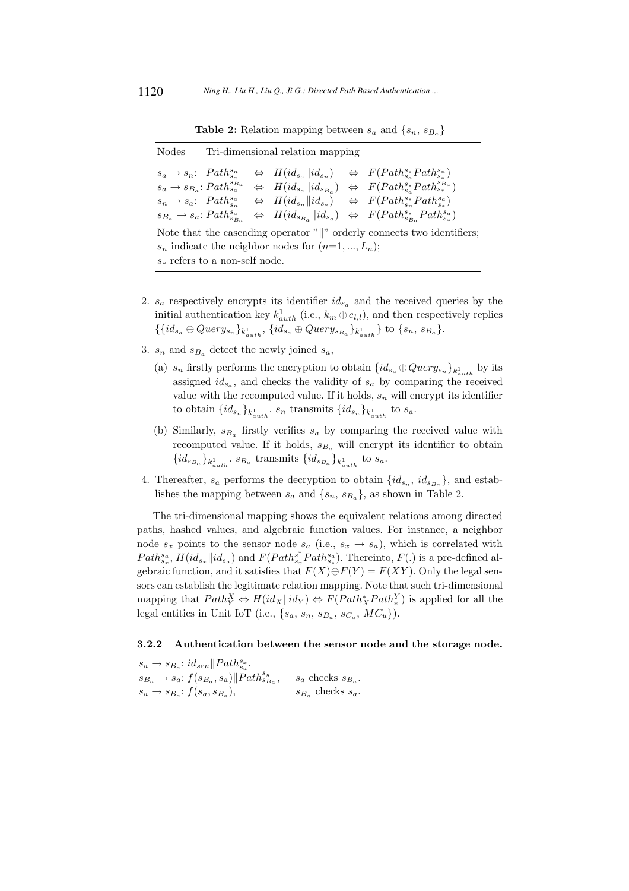**Table 2:** Relation mapping between $s_a$ and $\{s_n, s_{B_a}\}$

| Nodes | Tri-dimensional relation mapping |
|---|---|
| $s_a \rightarrow s_n$: | $Path_{s_a}^{s_n} \Leftrightarrow H(id_{s_a} \| id_{s_n}) \Leftrightarrow F(Path_{s_a}^{s_*} Path_{s_*}^{s_n})$ |
| $s_a \rightarrow s_{B_a}$: | $Path_{s_a}^{s_{B_a}} \Leftrightarrow H(id_{s_a} \| id_{s_{B_a}}) \Leftrightarrow F(Path_{s_a}^{s_*} Path_{s_*}^{s_{B_a}})$ |
| $s_n \rightarrow s_a$: | $Path_{s_n}^{s_a} \Leftrightarrow H(id_{s_n} \| id_{s_a}) \Leftrightarrow F(Path_{s_n}^{s_*} Path_{s_*}^{s_a})$ |
| $s_{B_a} \rightarrow s_a$: | $Path_{s_{B_a}}^{s_a} \Leftrightarrow H(id_{s_{B_a}} \| id_{s_a}) \Leftrightarrow F(Path_{s_{B_a}}^{s_*} Path_{s_*}^{s_a})$ |

Note that the cascading operator "$\|$" orderly connects two identifiers;
$s_n$ indicate the neighbor nodes for ($n$=1, ..., $L_n$);
$s_*$ refers to a non-self node.

2. $s_a$ respectively encrypts its identifier $id_{s_a}$ and the received queries by the initial authentication key $k_{auth}^1$ (i.e., $k_m \oplus e_{l,l}$), and then respectively replies $\{\{id_{s_a} \oplus Query_{s_n}\}_{k_{auth}^1}, \{id_{s_a} \oplus Query_{s_{B_a}}\}_{k_{auth}^1}\}$ to $\{s_n, s_{B_a}\}$.

3. $s_n$ and $s_{B_a}$ detect the newly joined $s_a$,

   (a) $s_n$ firstly performs the encryption to obtain $\{id_{s_a} \oplus Query_{s_n}\}_{k_{auth}^1}$ by its assigned $id_{s_a}$, and checks the validity of $s_a$ by comparing the received value with the recomputed value. If it holds, $s_n$ will encrypt its identifier to obtain $\{id_{s_n}\}_{k_{auth}^1}$. $s_n$ transmits $\{id_{s_n}\}_{k_{auth}^1}$ to $s_a$.

   (b) Similarly, $s_{B_a}$ firstly verifies $s_a$ by comparing the received value with recomputed value. If it holds, $s_{B_a}$ will encrypt its identifier to obtain $\{id_{s_{B_a}}\}_{k_{auth}^1}$. $s_{B_a}$ transmits $\{id_{s_{B_a}}\}_{k_{auth}^1}$ to $s_a$.

4. Thereafter, $s_a$ performs the decryption to obtain $\{id_{s_n}, id_{s_{B_a}}\}$, and establishes the mapping between $s_a$ and $\{s_n, s_{B_a}\}$, as shown in Table 2.

The tri-dimensional mapping shows the equivalent relations among directed paths, hashed values, and algebraic function values. For instance, a neighbor node $s_x$ points to the sensor node $s_a$ (i.e., $s_x \rightarrow s_a$), which is correlated with $Path_{s_x}^{s_a}$, $H(id_{s_x} \| id_{s_a})$ and $F(Path_{s_x}^{s^*} Path_{s_*}^{s_a})$. Thereinto, $F(.)$ is a pre-defined algebraic function, and it satisfies that $F(X) \oplus F(Y) = F(XY)$. Only the legal sensors can establish the legitimate relation mapping. Note that such tri-dimensional mapping that $Path_Y^X \Leftrightarrow H(id_X \| id_Y) \Leftrightarrow F(Path_X^* Path_*^Y)$ is applied for all the legal entities in Unit IoT (i.e., $\{s_a, s_n, s_{B_a}, s_{C_a}, MC_u\}$).

### 3.2.2 Authentication between the sensor node and the storage node.

$s_a \rightarrow s_{B_a}$: $id_{sen} \| Path_{s_a}^{s_x}$.
$s_{B_a} \rightarrow s_a$: $f(s_{B_a}, s_a) \| Path_{s_{B_a}}^{s_y}$, $\quad$ $s_a$ checks $s_{B_a}$.
$s_a \rightarrow s_{B_a}$: $f(s_a, s_{B_a})$, $\quad$ $s_{B_a}$ checks $s_a$.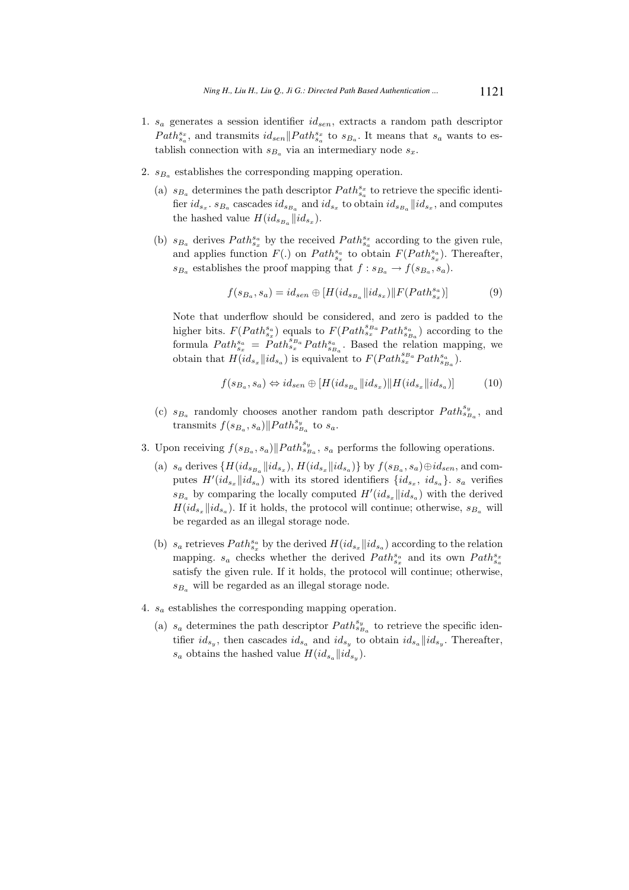1. $s_a$ generates a session identifier $id_{sen}$, extracts a random path descriptor $Path_{s_a}^{s_x}$, and transmits $id_{sen}\|Path_{s_a}^{s_x}$ to $s_{B_a}$. It means that $s_a$ wants to establish connection with $s_{B_a}$ via an intermediary node $s_x$.

2. $s_{B_a}$ establishes the corresponding mapping operation.

   (a) $s_{B_a}$ determines the path descriptor $Path_{s_a}^{s_x}$ to retrieve the specific identifier $id_{s_x}$. $s_{B_a}$ cascades $id_{s_{B_a}}$ and $id_{s_x}$ to obtain $id_{s_{B_a}}\|id_{s_x}$, and computes the hashed value $H(id_{s_{B_a}}\|id_{s_x})$.

   (b) $s_{B_a}$ derives $Path_{s_x}^{s_a}$ by the received $Path_{s_a}^{s_x}$ according to the given rule, and applies function $F(.)$ on $Path_{s_x}^{s_a}$ to obtain $F(Path_{s_x}^{s_a})$. Thereafter, $s_{B_a}$ establishes the proof mapping that $f : s_{B_a} \rightarrow f(s_{B_a}, s_a)$.

   $$f(s_{B_a}, s_a) = id_{sen} \oplus [H(id_{s_{B_a}}\|id_{s_x})\|F(Path_{s_x}^{s_a})] \tag{9}$$

   Note that underflow should be considered, and zero is padded to the higher bits. $F(Path_{s_x}^{s_a})$ equals to $F(Path_{s_x}^{s_{B_a}} Path_{s_{B_a}}^{s_a})$ according to the formula $Path_{s_x}^{s_a} = Path_{s_x}^{s_{B_a}} Path_{s_{B_a}}^{s_a}$. Based the relation mapping, we obtain that $H(id_{s_x}\|id_{s_a})$ is equivalent to $F(Path_{s_x}^{s_{B_a}} Path_{s_{B_a}}^{s_a})$.

   $$f(s_{B_a}, s_a) \Leftrightarrow id_{sen} \oplus [H(id_{s_{B_a}}\|id_{s_x})\|H(id_{s_x}\|id_{s_a})] \tag{10}$$

   (c) $s_{B_a}$ randomly chooses another random path descriptor $Path_{s_{B_a}}^{s_y}$, and transmits $f(s_{B_a}, s_a)\|Path_{s_{B_a}}^{s_y}$ to $s_a$.

3. Upon receiving $f(s_{B_a}, s_a)\|Path_{s_{B_a}}^{s_y}$, $s_a$ performs the following operations.

   (a) $s_a$ derives $\{H(id_{s_{B_a}}\|id_{s_x}), H(id_{s_x}\|id_{s_a})\}$ by $f(s_{B_a}, s_a) \oplus id_{sen}$, and computes $H'(id_{s_x}\|id_{s_a})$ with its stored identifiers $\{id_{s_x},\ id_{s_a}\}$. $s_a$ verifies $s_{B_a}$ by comparing the locally computed $H'(id_{s_x}\|id_{s_a})$ with the derived $H(id_{s_x}\|id_{s_a})$. If it holds, the protocol will continue; otherwise, $s_{B_a}$ will be regarded as an illegal storage node.

   (b) $s_a$ retrieves $Path_{s_x}^{s_a}$ by the derived $H(id_{s_x}\|id_{s_a})$ according to the relation mapping. $s_a$ checks whether the derived $Path_{s_x}^{s_a}$ and its own $Path_{s_a}^{s_x}$ satisfy the given rule. If it holds, the protocol will continue; otherwise, $s_{B_a}$ will be regarded as an illegal storage node.

4. $s_a$ establishes the corresponding mapping operation.

   (a) $s_a$ determines the path descriptor $Path_{s_{B_a}}^{s_y}$ to retrieve the specific identifier $id_{s_y}$, then cascades $id_{s_a}$ and $id_{s_y}$ to obtain $id_{s_a}\|id_{s_y}$. Thereafter, $s_a$ obtains the hashed value $H(id_{s_a}\|id_{s_y})$.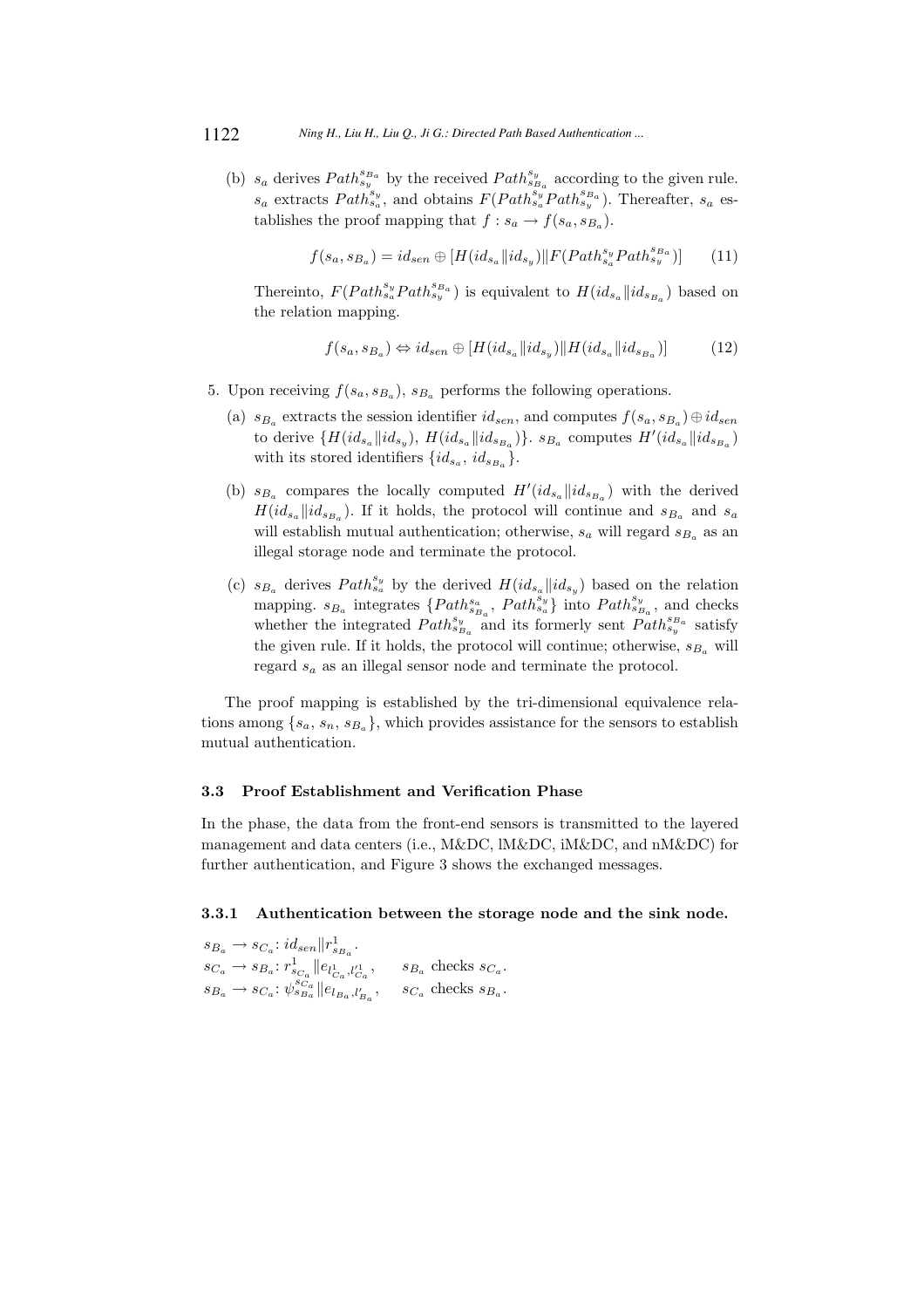(b) $s_a$ derives $Path_{s_y}^{s_{B_a}}$ by the received $Path_{s_{B_a}}^{s_y}$ according to the given rule. $s_a$ extracts $Path_{s_a}^{s_y}$, and obtains $F(Path_{s_a}^{s_y} Path_{s_y}^{s_{B_a}})$. Thereafter, $s_a$ establishes the proof mapping that $f: s_a \rightarrow f(s_a, s_{B_a})$.

$$f(s_a, s_{B_a}) = id_{sen} \oplus [H(id_{s_a} \| id_{s_y}) \| F(Path_{s_a}^{s_y} Path_{s_y}^{s_{B_a}})] \tag{11}$$

Thereinto, $F(Path_{s_a}^{s_y} Path_{s_y}^{s_{B_a}})$ is equivalent to $H(id_{s_a} \| id_{s_{B_a}})$ based on the relation mapping.

$$f(s_a, s_{B_a}) \Leftrightarrow id_{sen} \oplus [H(id_{s_a} \| id_{s_y}) \| H(id_{s_a} \| id_{s_{B_a}})] \tag{12}$$

5. Upon receiving $f(s_a, s_{B_a})$, $s_{B_a}$ performs the following operations.

   (a) $s_{B_a}$ extracts the session identifier $id_{sen}$, and computes $f(s_a, s_{B_a}) \oplus id_{sen}$ to derive $\{H(id_{s_a} \| id_{s_y}),\ H(id_{s_a} \| id_{s_{B_a}})\}$. $s_{B_a}$ computes $H'(id_{s_a} \| id_{s_{B_a}})$ with its stored identifiers $\{id_{s_a},\ id_{s_{B_a}}\}$.

   (b) $s_{B_a}$ compares the locally computed $H'(id_{s_a} \| id_{s_{B_a}})$ with the derived $H(id_{s_a} \| id_{s_{B_a}})$. If it holds, the protocol will continue and $s_{B_a}$ and $s_a$ will establish mutual authentication; otherwise, $s_a$ will regard $s_{B_a}$ as an illegal storage node and terminate the protocol.

   (c) $s_{B_a}$ derives $Path_{s_a}^{s_y}$ by the derived $H(id_{s_a} \| id_{s_y})$ based on the relation mapping. $s_{B_a}$ integrates $\{Path_{s_{B_a}}^{s_a},\ Path_{s_a}^{s_y}\}$ into $Path_{s_{B_a}}^{s_y}$, and checks whether the integrated $Path_{s_{B_a}}^{s_y}$ and its formerly sent $Path_{s_y}^{s_{B_a}}$ satisfy the given rule. If it holds, the protocol will continue; otherwise, $s_{B_a}$ will regard $s_a$ as an illegal sensor node and terminate the protocol.

The proof mapping is established by the tri-dimensional equivalence relations among $\{s_a,\ s_n,\ s_{B_a}\}$, which provides assistance for the sensors to establish mutual authentication.

### 3.3 Proof Establishment and Verification Phase

In the phase, the data from the front-end sensors is transmitted to the layered management and data centers (i.e., M&DC, lM&DC, iM&DC, and nM&DC) for further authentication, and Figure 3 shows the exchanged messages.

#### 3.3.1 Authentication between the storage node and the sink node.

$s_{B_a} \rightarrow s_{C_a}$: $id_{sen} \| r_{s_{B_a}}^1$.
$s_{C_a} \rightarrow s_{B_a}$: $r_{s_{C_a}}^1 \| e_{l_{C_a}^1, l_{C_a}'^1}$, $\quad s_{B_a}$ checks $s_{C_a}$.
$s_{B_a} \rightarrow s_{C_a}$: $\psi_{s_{B_a}}^{s_{C_a}} \| e_{l_{B_a}, l_{B_a}'}$, $\quad s_{C_a}$ checks $s_{B_a}$.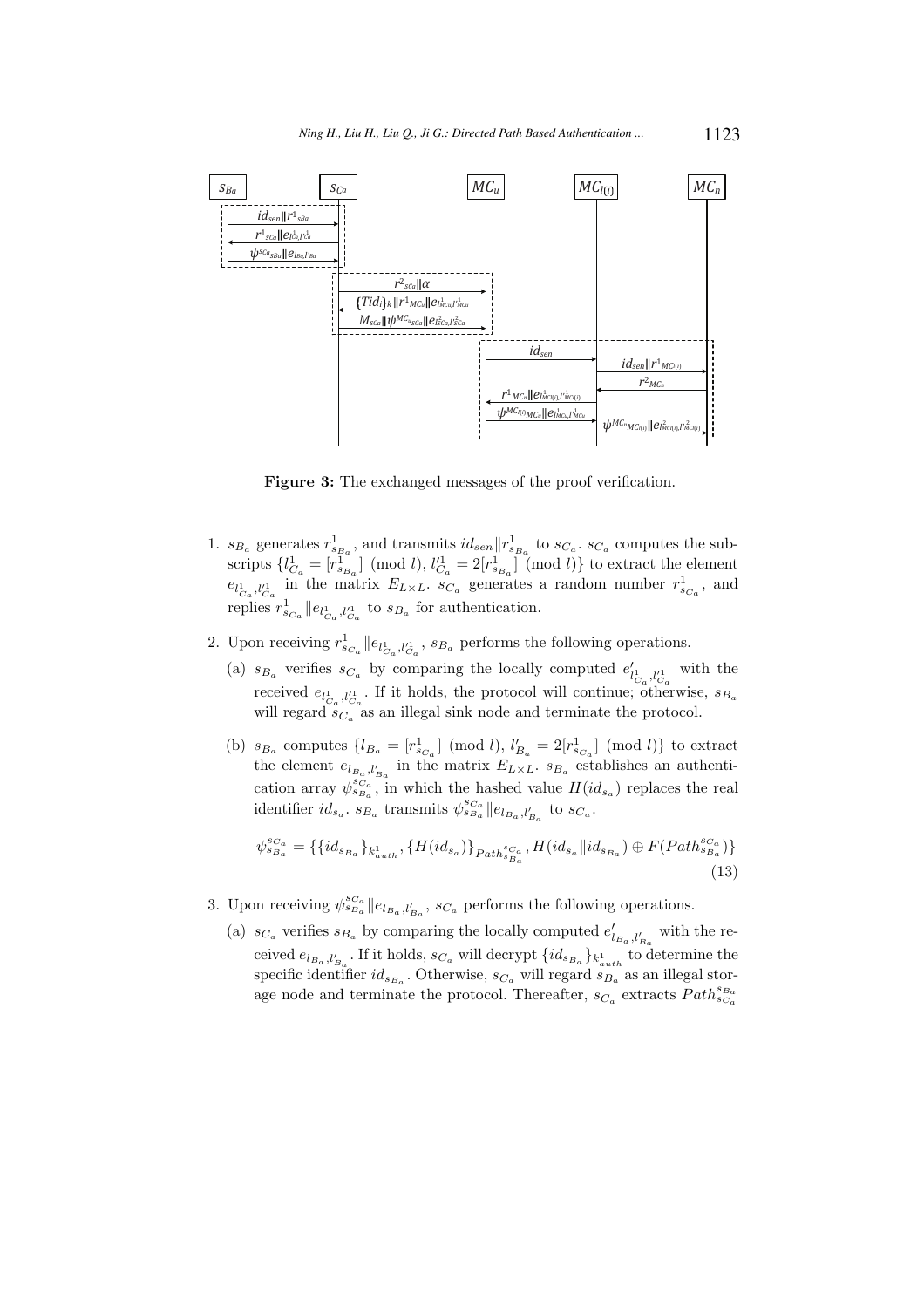**Figure 3:** The exchanged messages of the proof verification.

1. $s_{B_a}$ generates $r^1_{s_{B_a}}$, and transmits $id_{sen} \| r^1_{s_{B_a}}$ to $s_{C_a}$. $s_{C_a}$ computes the subscripts $\{l^1_{C_a} = [r^1_{s_{B_a}}] \pmod{l}, l'^1_{C_a} = 2[r^1_{s_{B_a}}] \pmod{l}\}$ to extract the element $e_{l^1_{C_a}, l'^1_{C_a}}$ in the matrix $E_{L \times L}$. $s_{C_a}$ generates a random number $r^1_{s_{C_a}}$, and replies $r^1_{s_{C_a}} \| e_{l^1_{C_a}, l'^1_{C_a}}$ to $s_{B_a}$ for authentication.

2. Upon receiving $r^1_{s_{C_a}} \| e_{l^1_{C_a}, l'^1_{C_a}}$, $s_{B_a}$ performs the following operations.

   (a) $s_{B_a}$ verifies $s_{C_a}$ by comparing the locally computed $e'_{l^1_{C_a}, l'^1_{C_a}}$ with the received $e_{l^1_{C_a}, l'^1_{C_a}}$. If it holds, the protocol will continue; otherwise, $s_{B_a}$ will regard $s_{C_a}$ as an illegal sink node and terminate the protocol.

   (b) $s_{B_a}$ computes $\{l_{B_a} = [r^1_{s_{C_a}}] \pmod{l}, l'_{B_a} = 2[r^1_{s_{C_a}}] \pmod{l}\}$ to extract the element $e_{l_{B_a}, l'_{B_a}}$ in the matrix $E_{L \times L}$. $s_{B_a}$ establishes an authentication array $\psi^{s_{C_a}}_{s_{B_a}}$, in which the hashed value $H(id_{s_a})$ replaces the real identifier $id_{s_a}$. $s_{B_a}$ transmits $\psi^{s_{C_a}}_{s_{B_a}} \| e_{l_{B_a}, l'_{B_a}}$ to $s_{C_a}$.

$$\psi^{s_{C_a}}_{s_{B_a}} = \{\{id_{s_{B_a}}\}_{k^1_{auth}}, \{H(id_{s_a})\}_{Path^{s_{C_a}}_{s_{B_a}}}, H(id_{s_a} \| id_{s_{B_a}}) \oplus F(Path^{s_{C_a}}_{s_{B_a}})\} \tag{13}$$

3. Upon receiving $\psi^{s_{C_a}}_{s_{B_a}} \| e_{l_{B_a}, l'_{B_a}}$, $s_{C_a}$ performs the following operations.

   (a) $s_{C_a}$ verifies $s_{B_a}$ by comparing the locally computed $e'_{l_{B_a}, l'_{B_a}}$ with the received $e_{l_{B_a}, l'_{B_a}}$. If it holds, $s_{C_a}$ will decrypt $\{id_{s_{B_a}}\}_{k^1_{auth}}$ to determine the specific identifier $id_{s_{B_a}}$. Otherwise, $s_{C_a}$ will regard $s_{B_a}$ as an illegal storage node and terminate the protocol. Thereafter, $s_{C_a}$ extracts $Path^{s_{B_a}}_{s_{C_a}}$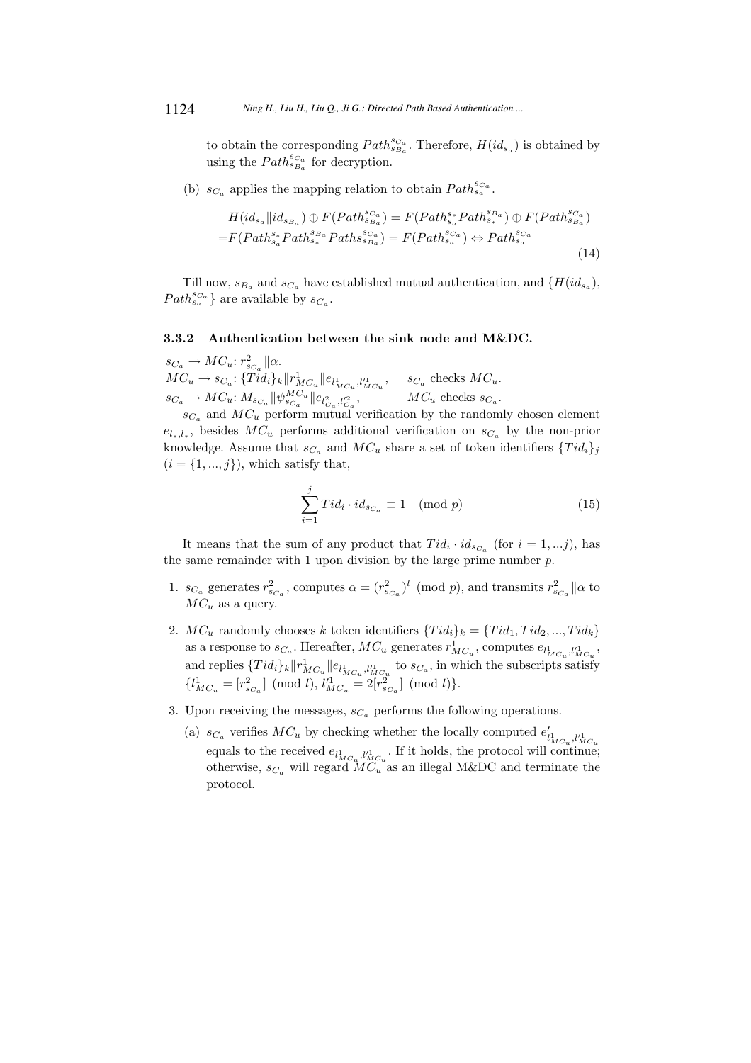to obtain the corresponding $Path^{s_{C_a}}_{s_{B_a}}$. Therefore, $H(id_{s_a})$ is obtained by using the $Path^{s_{C_a}}_{s_{B_a}}$ for decryption.

(b) $s_{C_a}$ applies the mapping relation to obtain $Path^{s_{C_a}}_{s_a}$.

$$
\begin{aligned}
&H(id_{s_a} \| id_{s_{B_a}}) \oplus F(Path^{s_{C_a}}_{s_{B_a}}) = F(Path^{s_*}_{s_a} Path^{s_{B_a}}_{s_*}) \oplus F(Path^{s_{C_a}}_{s_{B_a}}) \\
=&F(Path^{s_*}_{s_a} Path^{s_{B_a}}_{s_*} Paths^{s_{C_a}}_{s_{B_a}}) = F(Path^{s_{C_a}}_{s_a}) \Leftrightarrow Path^{s_{C_a}}_{s_a}
\end{aligned}
\tag{14}
$$

Till now, $s_{B_a}$ and $s_{C_a}$ have established mutual authentication, and $\{H(id_{s_a}), Path^{s_{C_a}}_{s_a}\}$ are available by $s_{C_a}$.

### 3.3.2 Authentication between the sink node and M&DC.

$s_{C_a} \rightarrow MC_u$: $r^2_{s_{C_a}} \| \alpha$.
$MC_u \rightarrow s_{C_a}$: $\{Tid_i\}_k \| r^1_{MC_u} \| e_{l^1_{MC_u}, l'^1_{MC_u}}$, $s_{C_a}$ checks $MC_u$.
$s_{C_a} \rightarrow MC_u$: $M_{s_{C_a}} \| \psi^{MC_u}_{s_{C_a}} \| e_{l^2_{C_a}, l'^2_{C_a}}$, $MC_u$ checks $s_{C_a}$.

$s_{C_a}$ and $MC_u$ perform mutual verification by the randomly chosen element $e_{l_*, l_*}$, besides $MC_u$ performs additional verification on $s_{C_a}$ by the non-prior knowledge. Assume that $s_{C_a}$ and $MC_u$ share a set of token identifiers $\{Tid_i\}_j$ ($i = \{1, ..., j\}$), which satisfy that,

$$
\sum_{i=1}^{j} Tid_i \cdot id_{s_{C_a}} \equiv 1 \pmod{p} \tag{15}
$$

It means that the sum of any product that $Tid_i \cdot id_{s_{C_a}}$ (for $i = 1, ...j$), has the same remainder with 1 upon division by the large prime number $p$.

1. $s_{C_a}$ generates $r^2_{s_{C_a}}$, computes $\alpha = (r^2_{s_{C_a}})^l \pmod{p}$, and transmits $r^2_{s_{C_a}} \| \alpha$ to $MC_u$ as a query.

2. $MC_u$ randomly chooses $k$ token identifiers $\{Tid_i\}_k = \{Tid_1, Tid_2, ..., Tid_k\}$ as a response to $s_{C_a}$. Hereafter, $MC_u$ generates $r^1_{MC_u}$, computes $e_{l^1_{MC_u}, l'^1_{MC_u}}$, and replies $\{Tid_i\}_k \| r^1_{MC_u} \| e_{l^1_{MC_u}, l'^1_{MC_u}}$ to $s_{C_a}$, in which the subscripts satisfy $\{l^1_{MC_u} = [r^2_{s_{C_a}}] \pmod{l}, l'^1_{MC_u} = 2[r^2_{s_{C_a}}] \pmod{l}\}$.

3. Upon receiving the messages, $s_{C_a}$ performs the following operations.

   (a) $s_{C_a}$ verifies $MC_u$ by checking whether the locally computed $e'_{l^1_{MC_u}, l'^1_{MC_u}}$ equals to the received $e_{l^1_{MC_u}, l'^1_{MC_u}}$. If it holds, the protocol will continue; otherwise, $s_{C_a}$ will regard $MC_u$ as an illegal M&DC and terminate the protocol.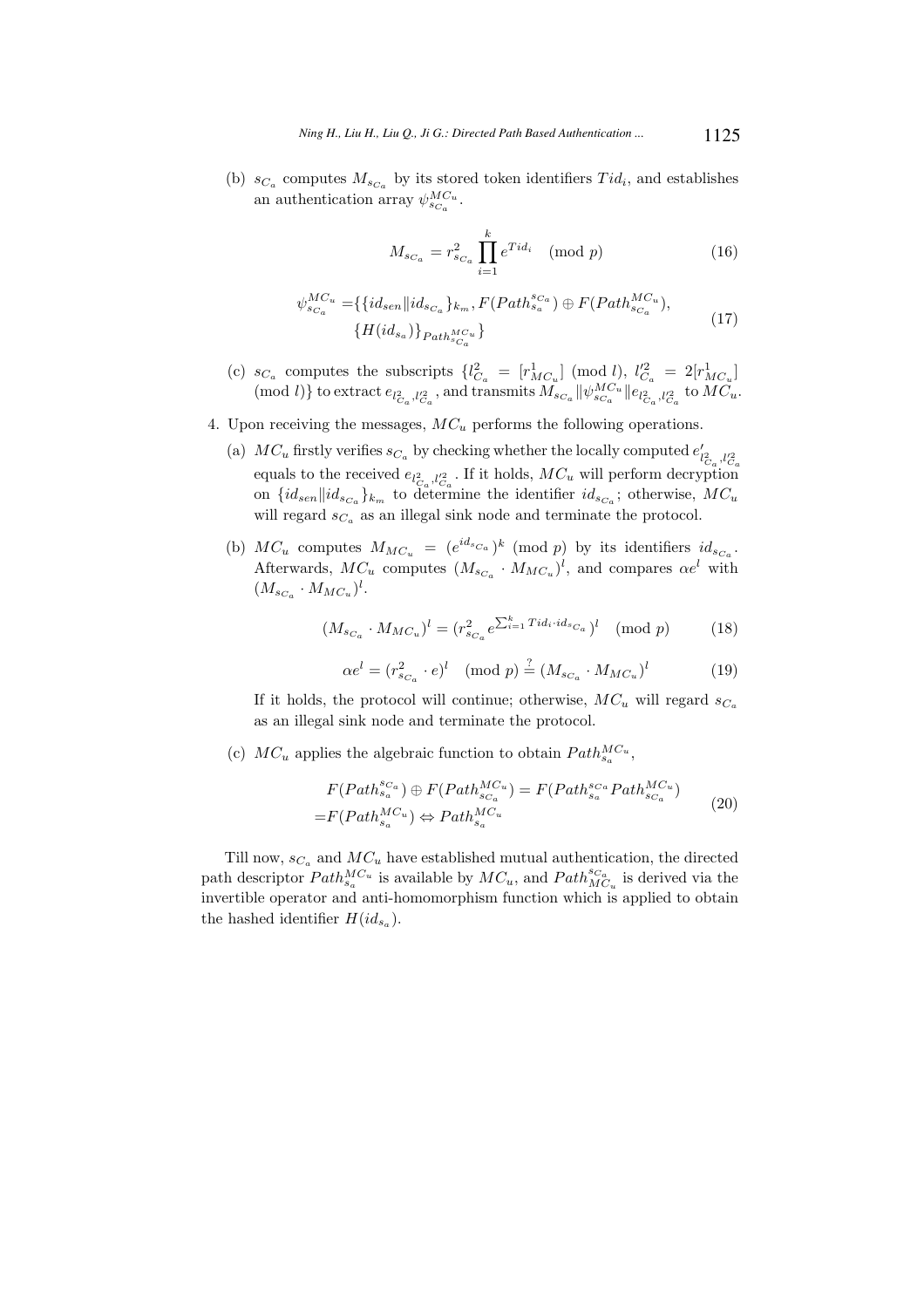(b) $s_{C_a}$ computes $M_{s_{C_a}}$ by its stored token identifiers $Tid_i$, and establishes an authentication array $\psi_{s_{C_a}}^{MC_u}$.

$$M_{s_{C_a}} = r_{s_{C_a}}^2 \prod_{i=1}^{k} e^{Tid_i} \pmod{p} \tag{16}$$

$$\begin{aligned}\psi_{s_{C_a}}^{MC_u} =& \{\{id_{sen} \| id_{s_{C_a}}\}_{k_m}, F(Path_{s_a}^{s_{C_a}}) \oplus F(Path_{s_{C_a}}^{MC_u}), \\ & \{H(id_{s_a})\}_{Path_{s_{C_a}}^{MC_u}}\}\end{aligned} \tag{17}$$

(c) $s_{C_a}$ computes the subscripts $\{l_{C_a}^2 = [r_{MC_u}^1] \pmod{l},\ l_{C_a}'^2 = 2[r_{MC_u}^1] \pmod{l}\}$ to extract $e_{l_{C_a}^2, l_{C_a}'^2}$, and transmits $M_{s_{C_a}} \| \psi_{s_{C_a}}^{MC_u} \| e_{l_{C_a}^2, l_{C_a}'^2}$ to $MC_u$.

4. Upon receiving the messages, $MC_u$ performs the following operations.

   (a) $MC_u$ firstly verifies $s_{C_a}$ by checking whether the locally computed $e'_{l_{C_a}^2, l_{C_a}'^2}$ equals to the received $e_{l_{C_a}^2, l_{C_a}'^2}$. If it holds, $MC_u$ will perform decryption on $\{id_{sen} \| id_{s_{C_a}}\}_{k_m}$ to determine the identifier $id_{s_{C_a}}$; otherwise, $MC_u$ will regard $s_{C_a}$ as an illegal sink node and terminate the protocol.

   (b) $MC_u$ computes $M_{MC_u} = (e^{id_{s_{C_a}}})^k \pmod{p}$ by its identifiers $id_{s_{C_a}}$. Afterwards, $MC_u$ computes $(M_{s_{C_a}} \cdot M_{MC_u})^l$, and compares $\alpha e^l$ with $(M_{s_{C_a}} \cdot M_{MC_u})^l$.

$$(M_{s_{C_a}} \cdot M_{MC_u})^l = (r_{s_{C_a}}^2 e^{\sum_{i=1}^{k} Tid_i \cdot id_{s_{C_a}}})^l \pmod{p} \tag{18}$$

$$\alpha e^l = (r_{s_{C_a}}^2 \cdot e)^l \pmod{p} \stackrel{?}{=} (M_{s_{C_a}} \cdot M_{MC_u})^l \tag{19}$$

   If it holds, the protocol will continue; otherwise, $MC_u$ will regard $s_{C_a}$ as an illegal sink node and terminate the protocol.

   (c) $MC_u$ applies the algebraic function to obtain $Path_{s_a}^{MC_u}$,

$$\begin{aligned}& F(Path_{s_a}^{s_{C_a}}) \oplus F(Path_{s_{C_a}}^{MC_u}) = F(Path_{s_a}^{s_{C_a}} Path_{s_{C_a}}^{MC_u}) \\ =& F(Path_{s_a}^{MC_u}) \Leftrightarrow Path_{s_a}^{MC_u}\end{aligned} \tag{20}$$

Till now, $s_{C_a}$ and $MC_u$ have established mutual authentication, the directed path descriptor $Path_{s_a}^{MC_u}$ is available by $MC_u$, and $Path_{MC_u}^{s_{C_a}}$ is derived via the invertible operator and anti-homomorphism function which is applied to obtain the hashed identifier $H(id_{s_a})$.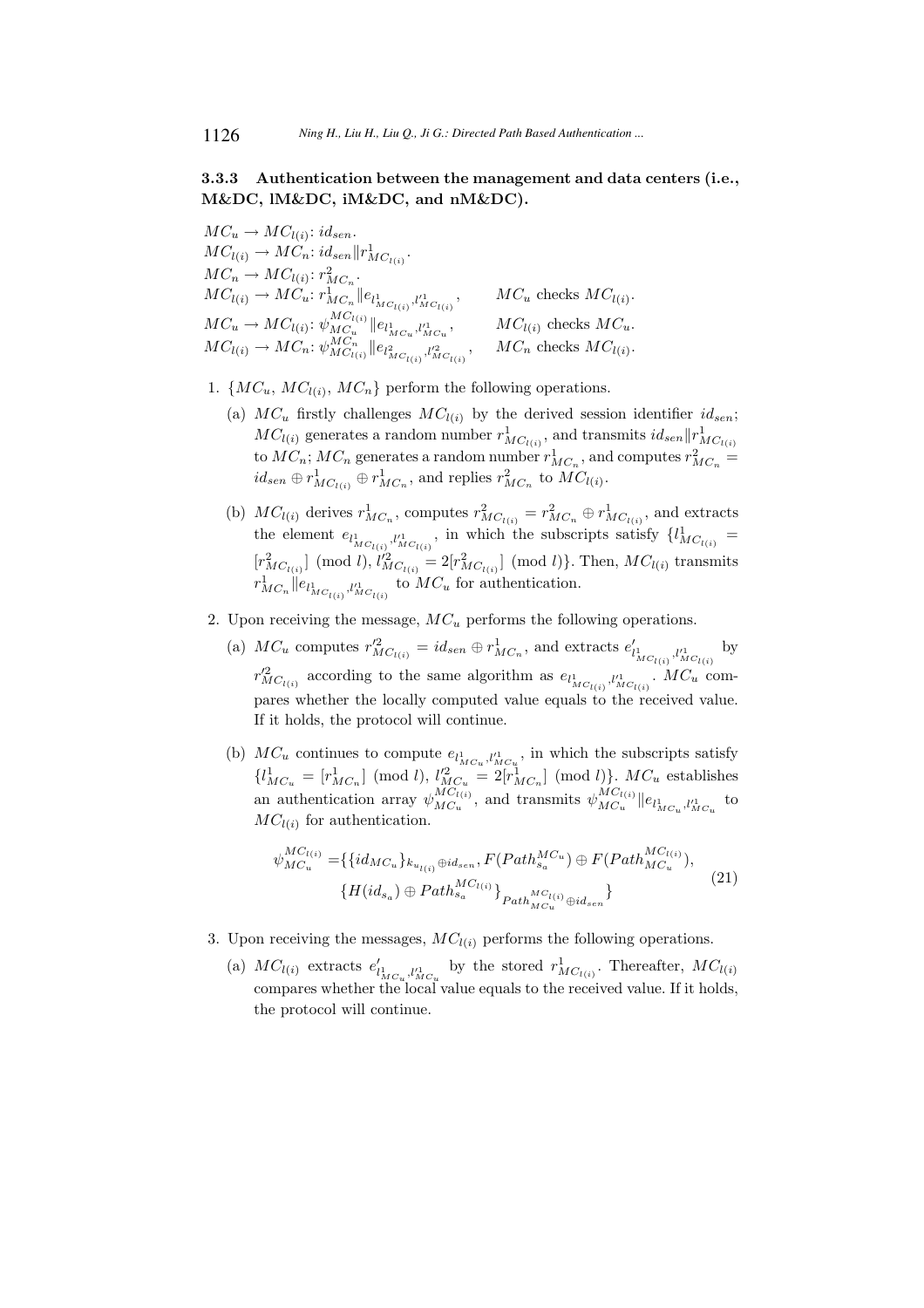### 3.3.3 Authentication between the management and data centers (i.e., M&DC, lM&DC, iM&DC, and nM&DC).

$MC_u \rightarrow MC_{l(i)}$: $id_{sen}$.
$MC_{l(i)} \rightarrow MC_n$: $id_{sen} \| r^1_{MC_{l(i)}}$.
$MC_n \rightarrow MC_{l(i)}$: $r^2_{MC_n}$.
$MC_{l(i)} \rightarrow MC_u$: $r^1_{MC_n} \| e_{l^1_{MC_{l(i)}}, l'^1_{MC_{l(i)}}}$, $\quad MC_u$ checks $MC_{l(i)}$.
$MC_u \rightarrow MC_{l(i)}$: $\psi^{MC_{l(i)}}_{MC_u} \| e_{l^1_{MC_u}, l'^1_{MC_u}}$, $\quad MC_{l(i)}$ checks $MC_u$.
$MC_{l(i)} \rightarrow MC_n$: $\psi^{MC_n}_{MC_{l(i)}} \| e_{l^2_{MC_{l(i)}}, l'^2_{MC_{l(i)}}}$, $\quad MC_n$ checks $MC_{l(i)}$.

1. $\{MC_u, MC_{l(i)}, MC_n\}$ perform the following operations.
   (a) $MC_u$ firstly challenges $MC_{l(i)}$ by the derived session identifier $id_{sen}$; $MC_{l(i)}$ generates a random number $r^1_{MC_{l(i)}}$, and transmits $id_{sen} \| r^1_{MC_{l(i)}}$ to $MC_n$; $MC_n$ generates a random number $r^1_{MC_n}$, and computes $r^2_{MC_n} = id_{sen} \oplus r^1_{MC_{l(i)}} \oplus r^1_{MC_n}$, and replies $r^2_{MC_n}$ to $MC_{l(i)}$.
   (b) $MC_{l(i)}$ derives $r^1_{MC_n}$, computes $r^2_{MC_{l(i)}} = r^2_{MC_n} \oplus r^1_{MC_{l(i)}}$, and extracts the element $e_{l^1_{MC_{l(i)}}, l'^1_{MC_{l(i)}}}$, in which the subscripts satisfy $\{l^1_{MC_{l(i)}} = [r^2_{MC_{l(i)}}] \pmod{l}, l'^2_{MC_{l(i)}} = 2[r^2_{MC_{l(i)}}] \pmod{l}\}$. Then, $MC_{l(i)}$ transmits $r^1_{MC_n} \| e_{l^1_{MC_{l(i)}}, l'^1_{MC_{l(i)}}}$ to $MC_u$ for authentication.

2. Upon receiving the message, $MC_u$ performs the following operations.
   (a) $MC_u$ computes $r'^2_{MC_{l(i)}} = id_{sen} \oplus r^1_{MC_n}$, and extracts $e'_{l^1_{MC_{l(i)}}, l'^1_{MC_{l(i)}}}$ by $r'^2_{MC_{l(i)}}$ according to the same algorithm as $e_{l^1_{MC_{l(i)}}, l'^1_{MC_{l(i)}}}$. $MC_u$ compares whether the locally computed value equals to the received value. If it holds, the protocol will continue.
   (b) $MC_u$ continues to compute $e_{l^1_{MC_u}, l'^1_{MC_u}}$, in which the subscripts satisfy $\{l^1_{MC_u} = [r^1_{MC_n}] \pmod{l}, l'^2_{MC_u} = 2[r^1_{MC_n}] \pmod{l}\}$. $MC_u$ establishes an authentication array $\psi^{MC_{l(i)}}_{MC_u}$, and transmits $\psi^{MC_{l(i)}}_{MC_u} \| e_{l^1_{MC_u}, l'^1_{MC_u}}$ to $MC_{l(i)}$ for authentication.

$$\psi^{MC_{l(i)}}_{MC_u} = \{\{id_{MC_u}\}_{k_{u_{l(i)}} \oplus id_{sen}}, F(Path^{MC_u}_{s_a}) \oplus F(Path^{MC_{l(i)}}_{MC_u}), \\ \{H(id_{s_a}) \oplus Path^{MC_{l(i)}}_{s_a}\}_{Path^{MC_{l(i)}}_{MC_u} \oplus id_{sen}}\} \tag{21}$$

3. Upon receiving the messages, $MC_{l(i)}$ performs the following operations.
   (a) $MC_{l(i)}$ extracts $e'_{l^1_{MC_u}, l'^1_{MC_u}}$ by the stored $r^1_{MC_{l(i)}}$. Thereafter, $MC_{l(i)}$ compares whether the local value equals to the received value. If it holds, the protocol will continue.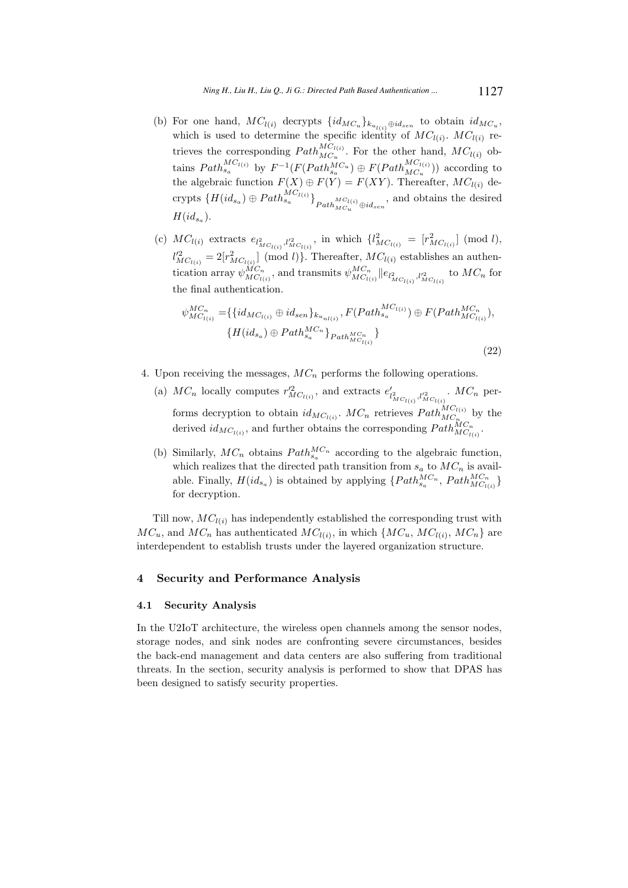(b) For one hand, $MC_{l(i)}$ decrypts $\{id_{MC_u}\}_{k_{u_{l(i)}} \oplus id_{sen}}$ to obtain $id_{MC_u}$, which is used to determine the specific identity of $MC_{l(i)}$. $MC_{l(i)}$ retrieves the corresponding $Path_{MC_u}^{MC_{l(i)}}$. For the other hand, $MC_{l(i)}$ obtains $Path_{s_a}^{MC_{l(i)}}$ by $F^{-1}(F(Path_{s_a}^{MC_u}) \oplus F(Path_{MC_u}^{MC_{l(i)}}))$ according to the algebraic function $F(X) \oplus F(Y) = F(XY)$. Thereafter, $MC_{l(i)}$ decrypts $\{H(id_{s_a}) \oplus Path_{s_a}^{MC_{l(i)}}\}_{Path_{MC_u}^{MC_{l(i)}} \oplus id_{sen}}$, and obtains the desired $H(id_{s_a})$.

(c) $MC_{l(i)}$ extracts $e_{l^2_{MC_{l(i)}}, l'^2_{MC_{l(i)}}}$, in which $\{l^2_{MC_{l(i)}} = [r^2_{MC_{l(i)}}] \pmod{l}$, $l'^2_{MC_{l(i)}} = 2[r^2_{MC_{l(i)}}] \pmod{l}\}$. Thereafter, $MC_{l(i)}$ establishes an authentication array $\psi_{MC_{l(i)}}^{MC_n}$, and transmits $\psi_{MC_{l(i)}}^{MC_n} \| e_{l^2_{MC_{l(i)}}, l'^2_{MC_{l(i)}}}$ to $MC_n$ for the final authentication.

$$
\begin{aligned}
\psi_{MC_{l(i)}}^{MC_n} = \{ & \{id_{MC_{l(i)}} \oplus id_{sen}\}_{k_{u_{nl(i)}}}, F(Path_{s_a}^{MC_{l(i)}}) \oplus F(Path_{MC_{l(i)}}^{MC_n}), \\
& \{H(id_{s_a}) \oplus Path_{s_a}^{MC_n}\}_{Path_{MC_{l(i)}}^{MC_n}} \}
\end{aligned}
\tag{22}
$$

4. Upon receiving the messages, $MC_n$ performs the following operations.

   (a) $MC_n$ locally computes $r'^2_{MC_{l(i)}}$, and extracts $e'_{l^2_{MC_{l(i)}}, l'^2_{MC_{l(i)}}}$. $MC_n$ performs decryption to obtain $id_{MC_{l(i)}}$. $MC_n$ retrieves $Path_{MC_n}^{MC_{l(i)}}$ by the derived $id_{MC_{l(i)}}$, and further obtains the corresponding $Path_{MC_{l(i)}}^{MC_n}$.

   (b) Similarly, $MC_n$ obtains $Path_{s_a}^{MC_n}$ according to the algebraic function, which realizes that the directed path transition from $s_a$ to $MC_n$ is available. Finally, $H(id_{s_a})$ is obtained by applying $\{Path_{s_a}^{MC_n}, Path_{MC_{l(i)}}^{MC_n}\}$ for decryption.

Till now, $MC_{l(i)}$ has independently established the corresponding trust with $MC_u$, and $MC_n$ has authenticated $MC_{l(i)}$, in which $\{MC_u, MC_{l(i)}, MC_n\}$ are interdependent to establish trusts under the layered organization structure.

## 4 Security and Performance Analysis

### 4.1 Security Analysis

In the U2IoT architecture, the wireless open channels among the sensor nodes, storage nodes, and sink nodes are confronting severe circumstances, besides the back-end management and data centers are also suffering from traditional threats. In the section, security analysis is performed to show that DPAS has been designed to satisfy security properties.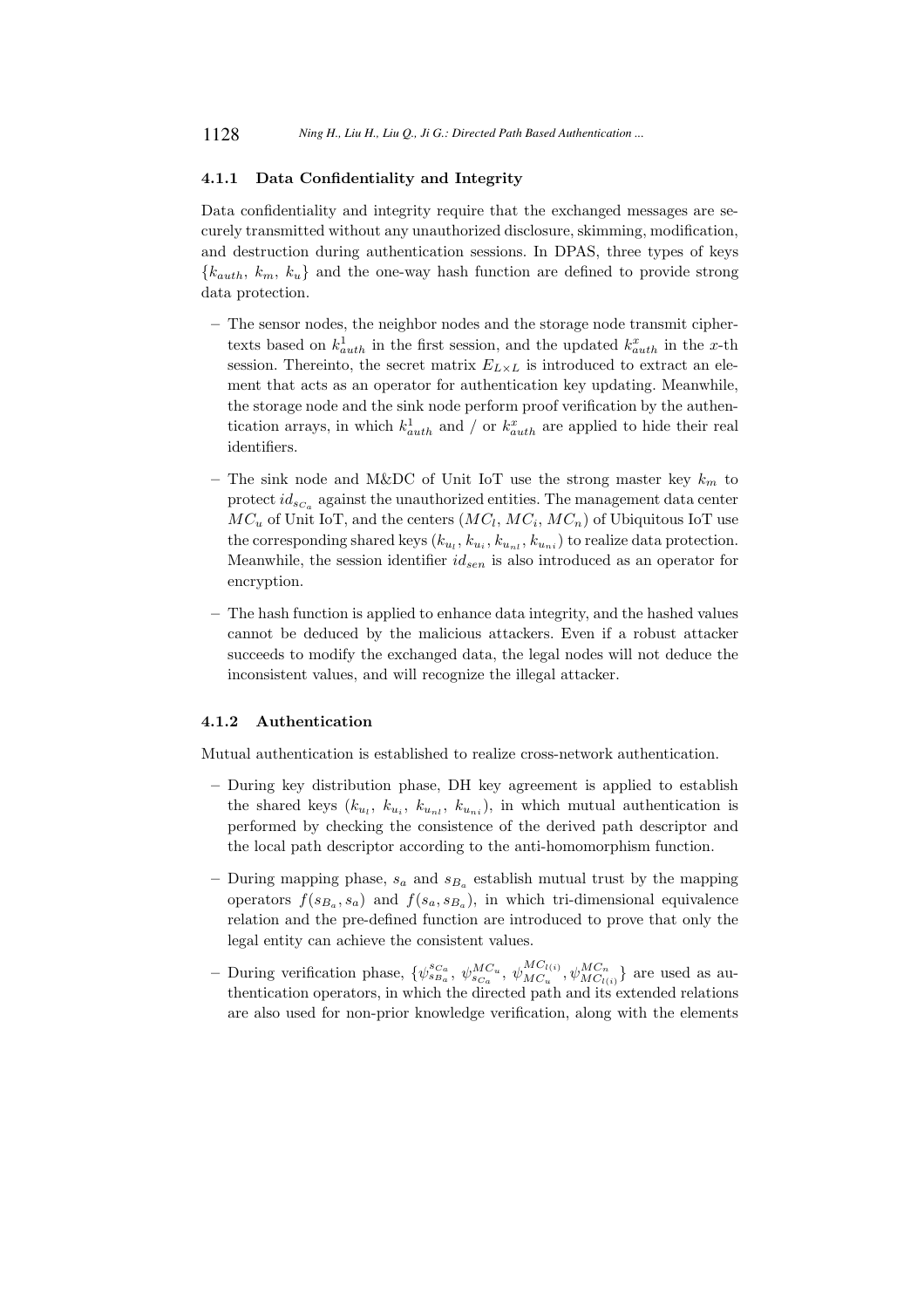#### 4.1.1 Data Confidentiality and Integrity

Data confidentiality and integrity require that the exchanged messages are securely transmitted without any unauthorized disclosure, skimming, modification, and destruction during authentication sessions. In DPAS, three types of keys $\{k_{auth},\ k_m,\ k_u\}$ and the one-way hash function are defined to provide strong data protection.

– The sensor nodes, the neighbor nodes and the storage node transmit ciphertexts based on $k^1_{auth}$ in the first session, and the updated $k^x_{auth}$ in the $x$-th session. Thereinto, the secret matrix $E_{L\times L}$ is introduced to extract an element that acts as an operator for authentication key updating. Meanwhile, the storage node and the sink node perform proof verification by the authentication arrays, in which $k^1_{auth}$ and / or $k^x_{auth}$ are applied to hide their real identifiers.

– The sink node and M&DC of Unit IoT use the strong master key $k_m$ to protect $id_{s_{C_a}}$ against the unauthorized entities. The management data center $MC_u$ of Unit IoT, and the centers $(MC_l,\ MC_i,\ MC_n)$ of Ubiquitous IoT use the corresponding shared keys $(k_{u_l}, k_{u_i}, k_{u_{nl}}, k_{u_{ni}})$ to realize data protection. Meanwhile, the session identifier $id_{sen}$ is also introduced as an operator for encryption.

– The hash function is applied to enhance data integrity, and the hashed values cannot be deduced by the malicious attackers. Even if a robust attacker succeeds to modify the exchanged data, the legal nodes will not deduce the inconsistent values, and will recognize the illegal attacker.

#### 4.1.2 Authentication

Mutual authentication is established to realize cross-network authentication.

– During key distribution phase, DH key agreement is applied to establish the shared keys $(k_{u_l},\ k_{u_i},\ k_{u_{nl}},\ k_{u_{ni}})$, in which mutual authentication is performed by checking the consistence of the derived path descriptor and the local path descriptor according to the anti-homomorphism function.

– During mapping phase, $s_a$ and $s_{B_a}$ establish mutual trust by the mapping operators $f(s_{B_a}, s_a)$ and $f(s_a, s_{B_a})$, in which tri-dimensional equivalence relation and the pre-defined function are introduced to prove that only the legal entity can achieve the consistent values.

– During verification phase, $\{\psi^{s_{C_a}}_{s_{B_a}},\ \psi^{MC_u}_{s_{C_a}},\ \psi^{MC_{l(i)}}_{MC_u}, \psi^{MC_n}_{MC_{l(i)}}\}$ are used as authentication operators, in which the directed path and its extended relations are also used for non-prior knowledge verification, along with the elements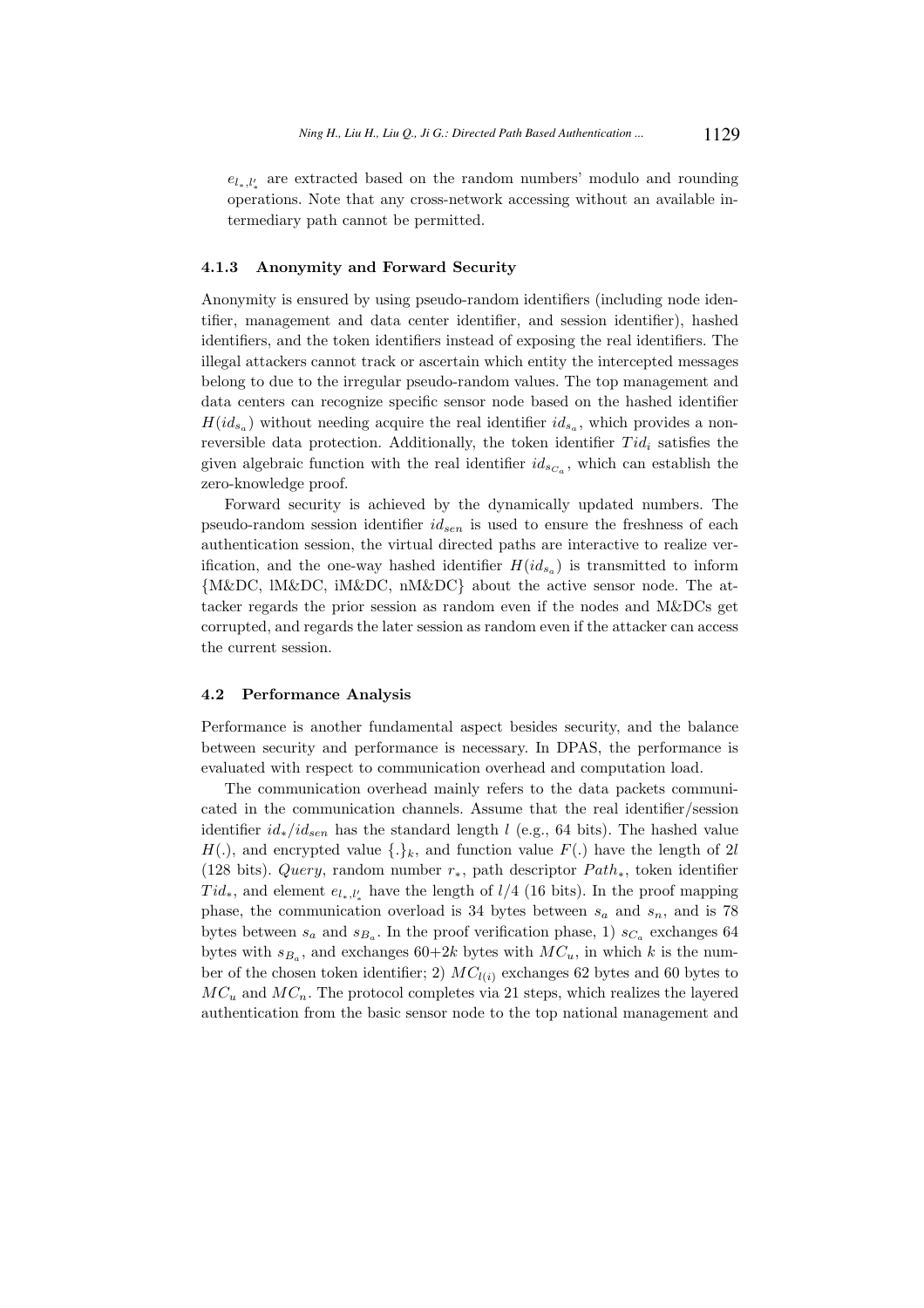$e_{l_*,l'_*}$ are extracted based on the random numbers' modulo and rounding operations. Note that any cross-network accessing without an available intermediary path cannot be permitted.

#### 4.1.3 Anonymity and Forward Security

Anonymity is ensured by using pseudo-random identifiers (including node identifier, management and data center identifier, and session identifier), hashed identifiers, and the token identifiers instead of exposing the real identifiers. The illegal attackers cannot track or ascertain which entity the intercepted messages belong to due to the irregular pseudo-random values. The top management and data centers can recognize specific sensor node based on the hashed identifier $H(id_{s_a})$ without needing acquire the real identifier $id_{s_a}$, which provides a non-reversible data protection. Additionally, the token identifier $Tid_i$ satisfies the given algebraic function with the real identifier $id_{s_{C_a}}$, which can establish the zero-knowledge proof.

Forward security is achieved by the dynamically updated numbers. The pseudo-random session identifier $id_{sen}$ is used to ensure the freshness of each authentication session, the virtual directed paths are interactive to realize verification, and the one-way hashed identifier $H(id_{s_a})$ is transmitted to inform {M&DC, lM&DC, iM&DC, nM&DC} about the active sensor node. The attacker regards the prior session as random even if the nodes and M&DCs get corrupted, and regards the later session as random even if the attacker can access the current session.

### 4.2 Performance Analysis

Performance is another fundamental aspect besides security, and the balance between security and performance is necessary. In DPAS, the performance is evaluated with respect to communication overhead and computation load.

The communication overhead mainly refers to the data packets communicated in the communication channels. Assume that the real identifier/session identifier $id_*/id_{sen}$ has the standard length $l$ (e.g., 64 bits). The hashed value $H(.)$, and encrypted value $\{.\}_k$, and function value $F(.)$ have the length of $2l$ (128 bits). *Query*, random number $r_*$, path descriptor $Path_*$, token identifier $Tid_*$, and element $e_{l_*,l'_*}$ have the length of $l/4$ (16 bits). In the proof mapping phase, the communication overload is 34 bytes between $s_a$ and $s_n$, and is 78 bytes between $s_a$ and $s_{B_a}$. In the proof verification phase, 1) $s_{C_a}$ exchanges 64 bytes with $s_{B_a}$, and exchanges $60{+}2k$ bytes with $MC_u$, in which $k$ is the number of the chosen token identifier; 2) $MC_{l(i)}$ exchanges 62 bytes and 60 bytes to $MC_u$ and $MC_n$. The protocol completes via 21 steps, which realizes the layered authentication from the basic sensor node to the top national management and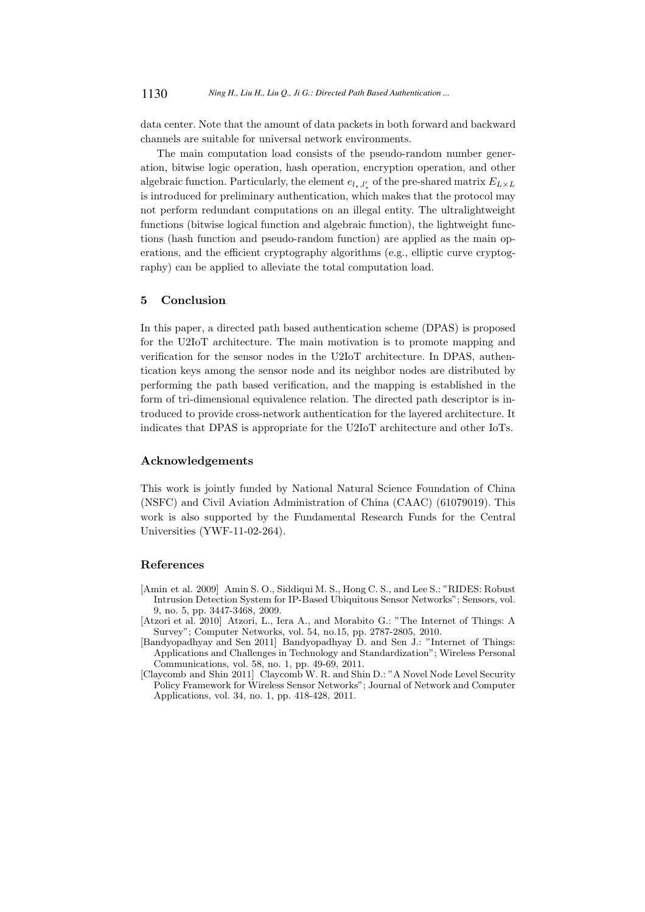data center. Note that the amount of data packets in both forward and backward channels are suitable for universal network environments.

The main computation load consists of the pseudo-random number generation, bitwise logic operation, hash operation, encryption operation, and other algebraic function. Particularly, the element $e_{l_*,l'_*}$ of the pre-shared matrix $E_{L\times L}$ is introduced for preliminary authentication, which makes that the protocol may not perform redundant computations on an illegal entity. The ultralightweight functions (bitwise logical function and algebraic function), the lightweight functions (hash function and pseudo-random function) are applied as the main operations, and the efficient cryptography algorithms (e.g., elliptic curve cryptography) can be applied to alleviate the total computation load.

## 5 Conclusion

In this paper, a directed path based authentication scheme (DPAS) is proposed for the U2IoT architecture. The main motivation is to promote mapping and verification for the sensor nodes in the U2IoT architecture. In DPAS, authentication keys among the sensor node and its neighbor nodes are distributed by performing the path based verification, and the mapping is established in the form of tri-dimensional equivalence relation. The directed path descriptor is introduced to provide cross-network authentication for the layered architecture. It indicates that DPAS is appropriate for the U2IoT architecture and other IoTs.

## Acknowledgements

This work is jointly funded by National Natural Science Foundation of China (NSFC) and Civil Aviation Administration of China (CAAC) (61079019). This work is also supported by the Fundamental Research Funds for the Central Universities (YWF-11-02-264).

## References

[Amin et al. 2009] Amin S. O., Siddiqui M. S., Hong C. S., and Lee S.: "RIDES: Robust Intrusion Detection System for IP-Based Ubiquitous Sensor Networks"; Sensors, vol. 9, no. 5, pp. 3447-3468, 2009.

[Atzori et al. 2010] Atzori, L., Iera A., and Morabito G.: "The Internet of Things: A Survey"; Computer Networks, vol. 54, no.15, pp. 2787-2805, 2010.

[Bandyopadhyay and Sen 2011] Bandyopadhyay D. and Sen J.: "Internet of Things: Applications and Challenges in Technology and Standardization"; Wireless Personal Communications, vol. 58, no. 1, pp. 49-69, 2011.

[Claycomb and Shin 2011] Claycomb W. R. and Shin D.: "A Novel Node Level Security Policy Framework for Wireless Sensor Networks"; Journal of Network and Computer Applications, vol. 34, no. 1, pp. 418-428, 2011.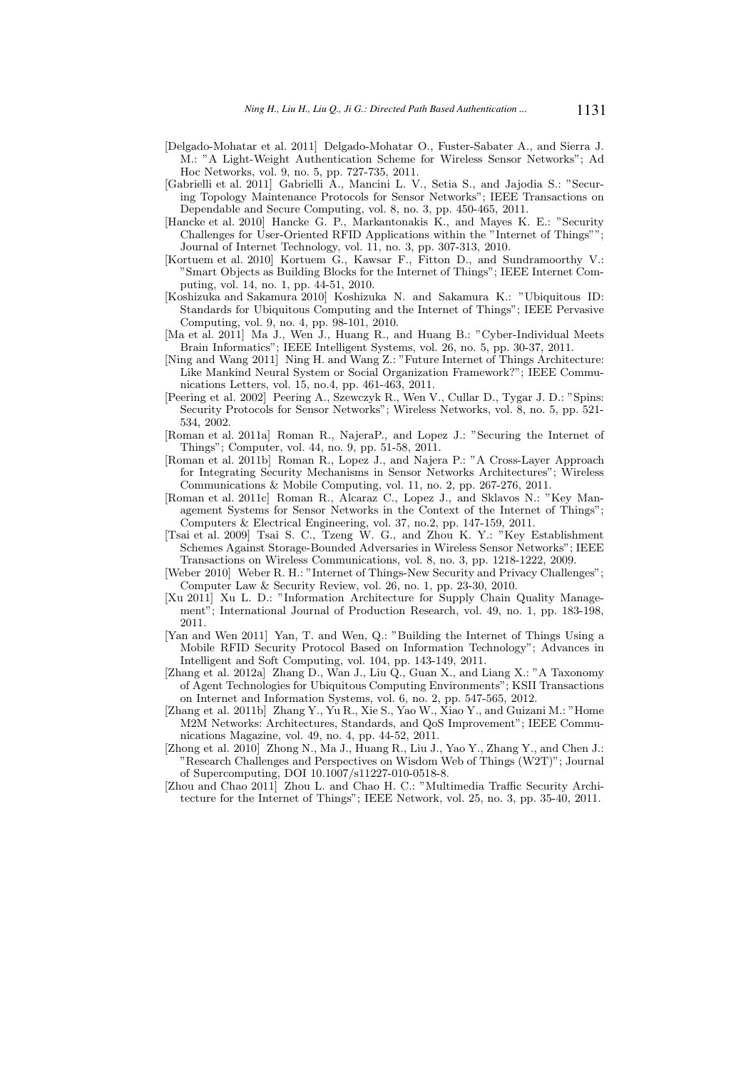[Delgado-Mohatar et al. 2011] Delgado-Mohatar O., Fuster-Sabater A., and Sierra J. M.: "A Light-Weight Authentication Scheme for Wireless Sensor Networks"; Ad Hoc Networks, vol. 9, no. 5, pp. 727-735, 2011.

[Gabrielli et al. 2011] Gabrielli A., Mancini L. V., Setia S., and Jajodia S.: "Securing Topology Maintenance Protocols for Sensor Networks"; IEEE Transactions on Dependable and Secure Computing, vol. 8, no. 3, pp. 450-465, 2011.

[Hancke et al. 2010] Hancke G. P., Markantonakis K., and Mayes K. E.: "Security Challenges for User-Oriented RFID Applications within the "Internet of Things""; Journal of Internet Technology, vol. 11, no. 3, pp. 307-313, 2010.

[Kortuem et al. 2010] Kortuem G., Kawsar F., Fitton D., and Sundramoorthy V.: "Smart Objects as Building Blocks for the Internet of Things"; IEEE Internet Computing, vol. 14, no. 1, pp. 44-51, 2010.

[Koshizuka and Sakamura 2010] Koshizuka N. and Sakamura K.: "Ubiquitous ID: Standards for Ubiquitous Computing and the Internet of Things"; IEEE Pervasive Computing, vol. 9, no. 4, pp. 98-101, 2010.

[Ma et al. 2011] Ma J., Wen J., Huang R., and Huang B.: "Cyber-Individual Meets Brain Informatics"; IEEE Intelligent Systems, vol. 26, no. 5, pp. 30-37, 2011.

[Ning and Wang 2011] Ning H. and Wang Z.: "Future Internet of Things Architecture: Like Mankind Neural System or Social Organization Framework?"; IEEE Communications Letters, vol. 15, no.4, pp. 461-463, 2011.

[Peering et al. 2002] Peering A., Szewczyk R., Wen V., Cullar D., Tygar J. D.: "Spins: Security Protocols for Sensor Networks"; Wireless Networks, vol. 8, no. 5, pp. 521-534, 2002.

[Roman et al. 2011a] Roman R., NajeraP., and Lopez J.: "Securing the Internet of Things"; Computer, vol. 44, no. 9, pp. 51-58, 2011.

[Roman et al. 2011b] Roman R., Lopez J., and Najera P.: "A Cross-Layer Approach for Integrating Security Mechanisms in Sensor Networks Architectures"; Wireless Communications & Mobile Computing, vol. 11, no. 2, pp. 267-276, 2011.

[Roman et al. 2011c] Roman R., Alcaraz C., Lopez J., and Sklavos N.: "Key Management Systems for Sensor Networks in the Context of the Internet of Things"; Computers & Electrical Engineering, vol. 37, no.2, pp. 147-159, 2011.

[Tsai et al. 2009] Tsai S. C., Tzeng W. G., and Zhou K. Y.: "Key Establishment Schemes Against Storage-Bounded Adversaries in Wireless Sensor Networks"; IEEE Transactions on Wireless Communications, vol. 8, no. 3, pp. 1218-1222, 2009.

[Weber 2010] Weber R. H.: "Internet of Things-New Security and Privacy Challenges"; Computer Law & Security Review, vol. 26, no. 1, pp. 23-30, 2010.

[Xu 2011] Xu L. D.: "Information Architecture for Supply Chain Quality Management"; International Journal of Production Research, vol. 49, no. 1, pp. 183-198, 2011.

[Yan and Wen 2011] Yan, T. and Wen, Q.: "Building the Internet of Things Using a Mobile RFID Security Protocol Based on Information Technology"; Advances in Intelligent and Soft Computing, vol. 104, pp. 143-149, 2011.

[Zhang et al. 2012a] Zhang D., Wan J., Liu Q., Guan X., and Liang X.: "A Taxonomy of Agent Technologies for Ubiquitous Computing Environments"; KSII Transactions on Internet and Information Systems, vol. 6, no. 2, pp. 547-565, 2012.

[Zhang et al. 2011b] Zhang Y., Yu R., Xie S., Yao W., Xiao Y., and Guizani M.: "Home M2M Networks: Architectures, Standards, and QoS Improvement"; IEEE Communications Magazine, vol. 49, no. 4, pp. 44-52, 2011.

[Zhong et al. 2010] Zhong N., Ma J., Huang R., Liu J., Yao Y., Zhang Y., and Chen J.: "Research Challenges and Perspectives on Wisdom Web of Things (W2T)"; Journal of Supercomputing, DOI 10.1007/s11227-010-0518-8.

[Zhou and Chao 2011] Zhou L. and Chao H. C.: "Multimedia Traffic Security Architecture for the Internet of Things"; IEEE Network, vol. 25, no. 3, pp. 35-40, 2011.